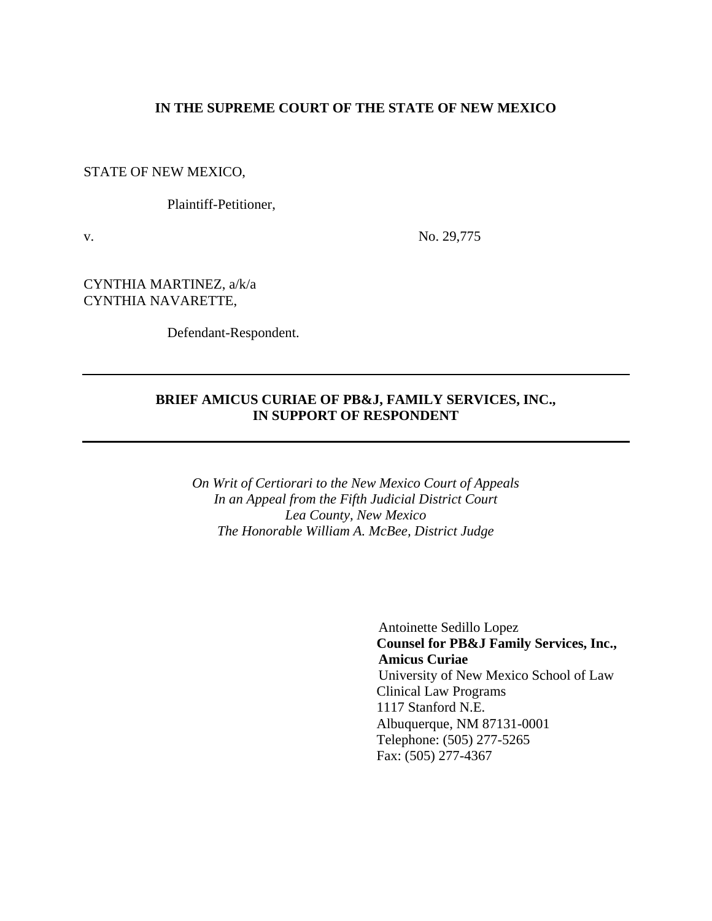**IN THE SUPREME COURT OF THE STATE OF NEW MEXICO**

STATE OF NEW MEXICO,

Plaintiff-Petitioner,

v. No. 29,775

CYNTHIA MARTINEZ, a/k/a
CYNTHIA NAVARETTE,

Defendant-Respondent.

---

**BRIEF AMICUS CURIAE OF PB&J, FAMILY SERVICES, INC.,
IN SUPPORT OF RESPONDENT**

---

*On Writ of Certiorari to the New Mexico Court of Appeals*
*In an Appeal from the Fifth Judicial District Court*
*Lea County, New Mexico*
*The Honorable William A. McBee, District Judge*

Antoinette Sedillo Lopez
**Counsel for PB&J Family Services, Inc.,**
**Amicus Curiae**
University of New Mexico School of Law
Clinical Law Programs
1117 Stanford N.E.
Albuquerque, NM 87131-0001
Telephone: (505) 277-5265
Fax: (505) 277-4367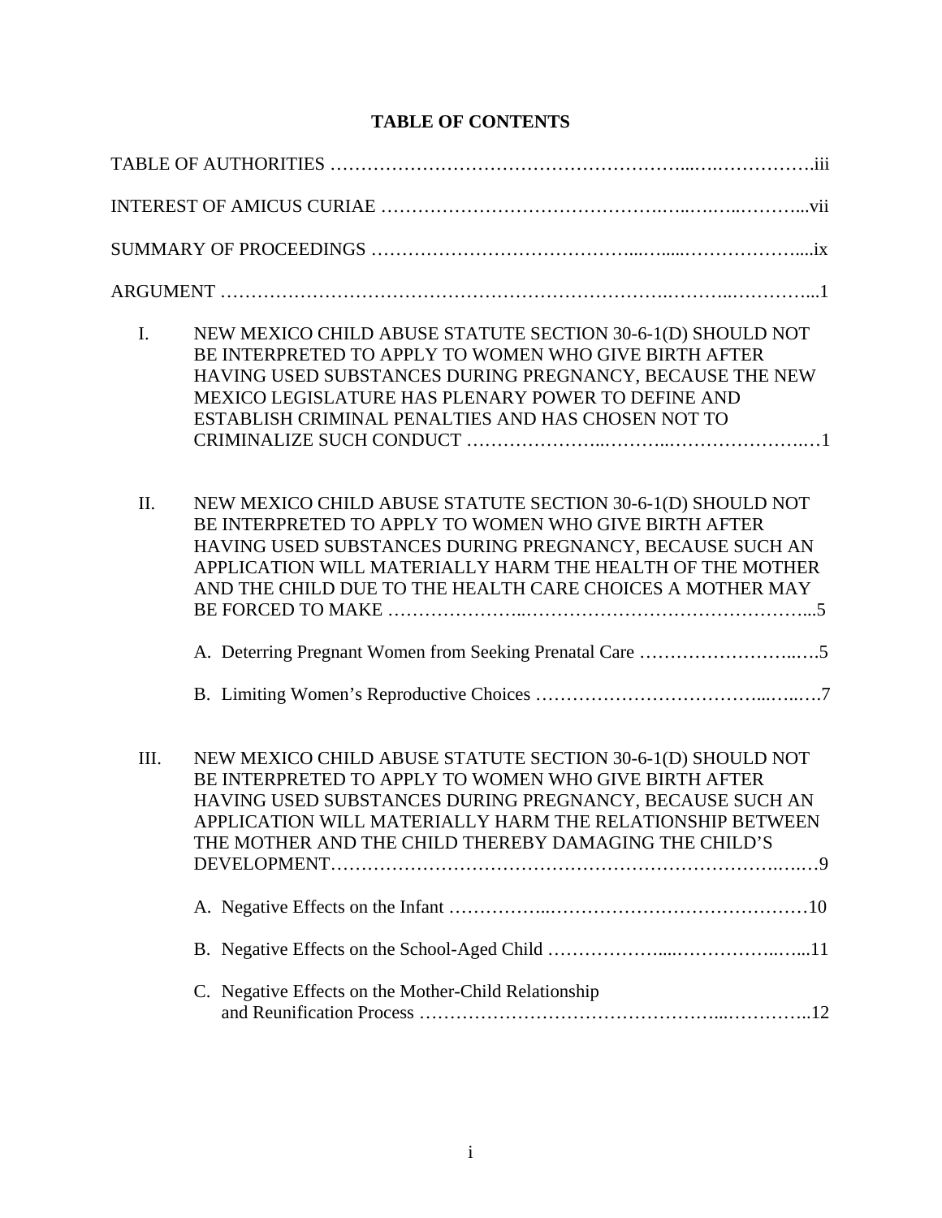# TABLE OF CONTENTS

TABLE OF AUTHORITIES .....iii

INTEREST OF AMICUS CURIAE .....vii

SUMMARY OF PROCEEDINGS .....ix

ARGUMENT .....1

I. NEW MEXICO CHILD ABUSE STATUTE SECTION 30-6-1(D) SHOULD NOT BE INTERPRETED TO APPLY TO WOMEN WHO GIVE BIRTH AFTER HAVING USED SUBSTANCES DURING PREGNANCY, BECAUSE THE NEW MEXICO LEGISLATURE HAS PLENARY POWER TO DEFINE AND ESTABLISH CRIMINAL PENALTIES AND HAS CHOSEN NOT TO CRIMINALIZE SUCH CONDUCT .....1

II. NEW MEXICO CHILD ABUSE STATUTE SECTION 30-6-1(D) SHOULD NOT BE INTERPRETED TO APPLY TO WOMEN WHO GIVE BIRTH AFTER HAVING USED SUBSTANCES DURING PREGNANCY, BECAUSE SUCH AN APPLICATION WILL MATERIALLY HARM THE HEALTH OF THE MOTHER AND THE CHILD DUE TO THE HEALTH CARE CHOICES A MOTHER MAY BE FORCED TO MAKE .....5

   A. Deterring Pregnant Women from Seeking Prenatal Care .....5

   B. Limiting Women's Reproductive Choices .....7

III. NEW MEXICO CHILD ABUSE STATUTE SECTION 30-6-1(D) SHOULD NOT BE INTERPRETED TO APPLY TO WOMEN WHO GIVE BIRTH AFTER HAVING USED SUBSTANCES DURING PREGNANCY, BECAUSE SUCH AN APPLICATION WILL MATERIALLY HARM THE RELATIONSHIP BETWEEN THE MOTHER AND THE CHILD THEREBY DAMAGING THE CHILD'S DEVELOPMENT .....9

   A. Negative Effects on the Infant .....10

   B. Negative Effects on the School-Aged Child .....11

   C. Negative Effects on the Mother-Child Relationship and Reunification Process .....12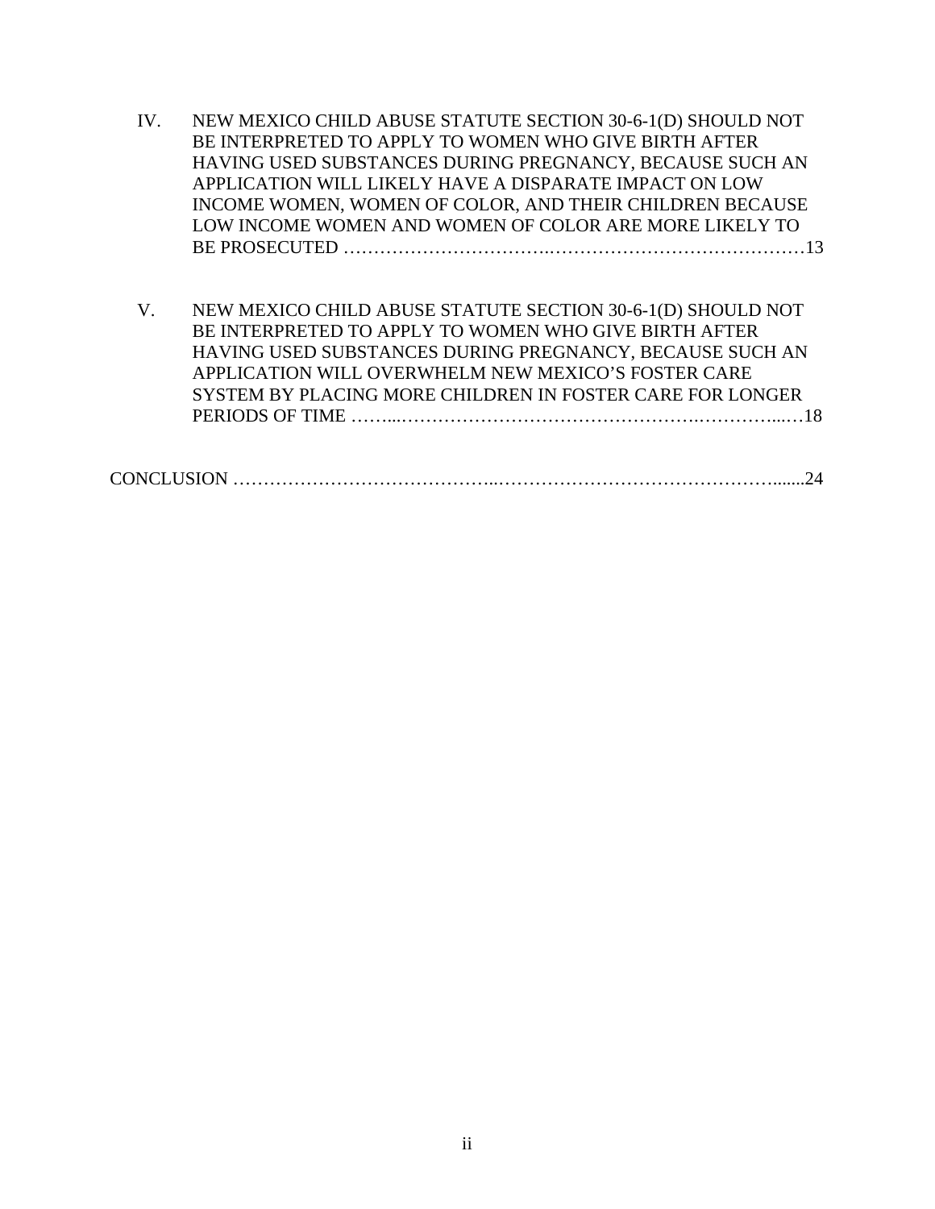IV. NEW MEXICO CHILD ABUSE STATUTE SECTION 30-6-1(D) SHOULD NOT BE INTERPRETED TO APPLY TO WOMEN WHO GIVE BIRTH AFTER HAVING USED SUBSTANCES DURING PREGNANCY, BECAUSE SUCH AN APPLICATION WILL LIKELY HAVE A DISPARATE IMPACT ON LOW INCOME WOMEN, WOMEN OF COLOR, AND THEIR CHILDREN BECAUSE LOW INCOME WOMEN AND WOMEN OF COLOR ARE MORE LIKELY TO BE PROSECUTED ……………………………..……………………………………13

V. NEW MEXICO CHILD ABUSE STATUTE SECTION 30-6-1(D) SHOULD NOT BE INTERPRETED TO APPLY TO WOMEN WHO GIVE BIRTH AFTER HAVING USED SUBSTANCES DURING PREGNANCY, BECAUSE SUCH AN APPLICATION WILL OVERWHELM NEW MEXICO'S FOSTER CARE SYSTEM BY PLACING MORE CHILDREN IN FOSTER CARE FOR LONGER PERIODS OF TIME ……...…………………………………………….…………...…18

CONCLUSION …………………………………...……………………………………......24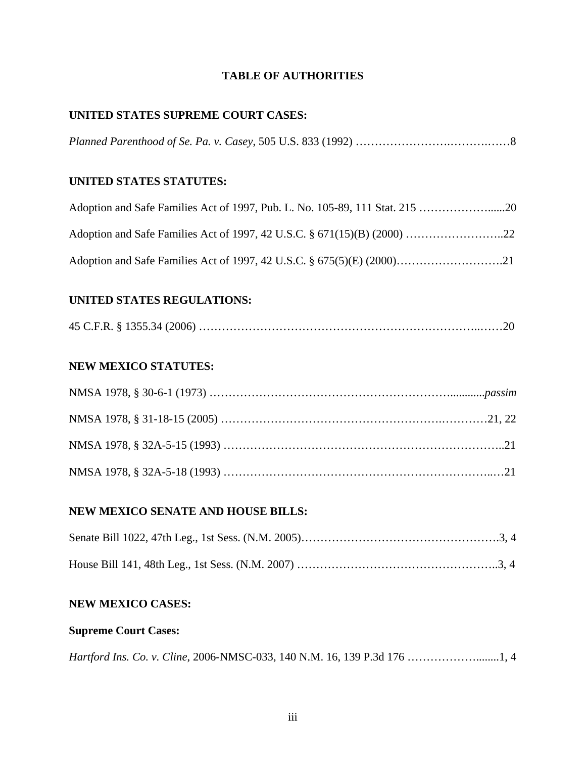# TABLE OF AUTHORITIES

## UNITED STATES SUPREME COURT CASES:

*Planned Parenthood of Se. Pa. v. Casey*, 505 U.S. 833 (1992) ……………………….……….……8

## UNITED STATES STATUTES:

Adoption and Safe Families Act of 1997, Pub. L. No. 105-89, 111 Stat. 215 ……………….......20

Adoption and Safe Families Act of 1997, 42 U.S.C. § 671(15)(B) (2000) ……………………..22

Adoption and Safe Families Act of 1997, 42 U.S.C. § 675(5)(E) (2000)……………………….21

## UNITED STATES REGULATIONS:

45 C.F.R. § 1355.34 (2006) ……………………………………………………………..……20

## NEW MEXICO STATUTES:

NMSA 1978, § 30-6-1 (1973) …………………………………………………….............*passim*

NMSA 1978, § 31-18-15 (2005) …………………………………………….…….…………21, 22

NMSA 1978, § 32A-5-15 (1993) ……………………………………………………………..21

NMSA 1978, § 32A-5-18 (1993) …………………………….…………………………..…21

## NEW MEXICO SENATE AND HOUSE BILLS:

Senate Bill 1022, 47th Leg., 1st Sess. (N.M. 2005)…………………………………………….3, 4

House Bill 141, 48th Leg., 1st Sess. (N.M. 2007) ……………………………………………..3, 4

## NEW MEXICO CASES:

### Supreme Court Cases:

*Hartford Ins. Co. v. Cline*, 2006-NMSC-033, 140 N.M. 16, 139 P.3d 176 ……………….......1, 4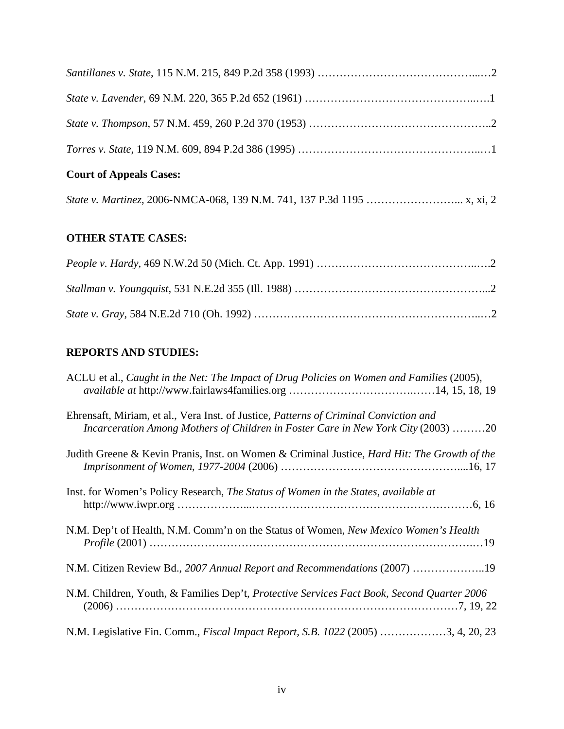*Santillanes v. State*, 115 N.M. 215, 849 P.2d 358 (1993) …………………………………...…2

*State v. Lavender*, 69 N.M. 220, 365 P.2d 652 (1961) ………………………………………..….1

*State v. Thompson*, 57 N.M. 459, 260 P.2d 370 (1953) ………………………………………..2

*Torres v. State*, 119 N.M. 609, 894 P.2d 386 (1995) ……………………………………...…1

**Court of Appeals Cases:**

*State v. Martinez*, 2006-NMCA-068, 139 N.M. 741, 137 P.3d 1195 …………………….. x, xi, 2

**OTHER STATE CASES:**

*People v. Hardy*, 469 N.W.2d 50 (Mich. Ct. App. 1991) ……………………………………..….2

*Stallman v. Youngquist*, 531 N.E.2d 355 (Ill. 1988) …………………………………………...2

*State v. Gray*, 584 N.E.2d 710 (Oh. 1992) ……………………………………………………..…2

**REPORTS AND STUDIES:**

ACLU et al., *Caught in the Net: The Impact of Drug Policies on Women and Families* (2005), *available at* http://www.fairlaws4families.org ……………………………..……14, 15, 18, 19

Ehrensaft, Miriam, et al., Vera Inst. of Justice, *Patterns of Criminal Conviction and Incarceration Among Mothers of Children in Foster Care in New York City* (2003) ………20

Judith Greene & Kevin Pranis, Inst. on Women & Criminal Justice, *Hard Hit: The Growth of the Imprisonment of Women, 1977-2004* (2006) ………………………………………....16, 17

Inst. for Women's Policy Research, *The Status of Women in the States*, *available at* http://www.iwpr.org ………………...……………………………………………………6, 16

N.M. Dep't of Health, N.M. Comm'n on the Status of Women, *New Mexico Women's Health Profile* (2001) ……………………………………………………………………………..…19

N.M. Citizen Review Bd., *2007 Annual Report and Recommendations* (2007) ………………..19

N.M. Children, Youth, & Families Dep't, *Protective Services Fact Book, Second Quarter 2006* (2006) ……………………………………………………………………………………7, 19, 22

N.M. Legislative Fin. Comm., *Fiscal Impact Report, S.B. 1022* (2005) ………………3, 4, 20, 23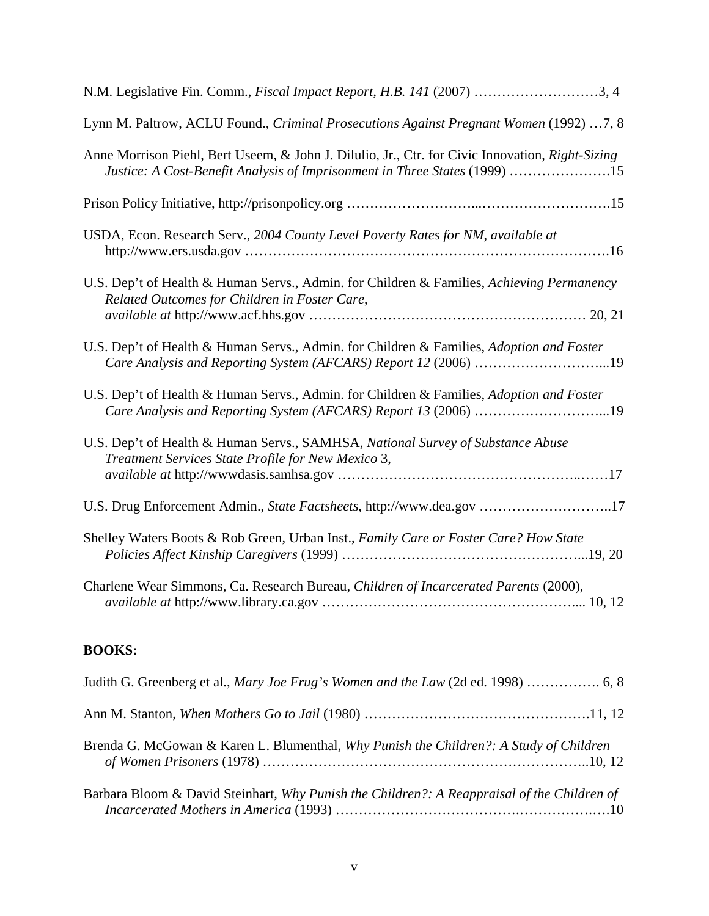N.M. Legislative Fin. Comm., *Fiscal Impact Report, H.B. 141* (2007) ………………………3, 4

Lynn M. Paltrow, ACLU Found., *Criminal Prosecutions Against Pregnant Women* (1992) …7, 8

Anne Morrison Piehl, Bert Useem, & John J. Dilulio, Jr., Ctr. for Civic Innovation, *Right-Sizing Justice: A Cost-Benefit Analysis of Imprisonment in Three States* (1999) ………………….15

Prison Policy Initiative, http://prisonpolicy.org ……………………...……………………….15

USDA, Econ. Research Serv., *2004 County Level Poverty Rates for NM*, *available at* http://www.ers.usda.gov ……………………………………………………………………16

U.S. Dep't of Health & Human Servs., Admin. for Children & Families, *Achieving Permanency Related Outcomes for Children in Foster Care*, *available at* http://www.acf.hhs.gov ………………………………………………… 20, 21

U.S. Dep't of Health & Human Servs., Admin. for Children & Families, *Adoption and Foster Care Analysis and Reporting System (AFCARS) Report 12* (2006) ………………………...19

U.S. Dep't of Health & Human Servs., Admin. for Children & Families, *Adoption and Foster Care Analysis and Reporting System (AFCARS) Report 13* (2006) ………………………...19

U.S. Dep't of Health & Human Servs., SAMHSA, *National Survey of Substance Abuse Treatment Services State Profile for New Mexico* 3, *available at* http://wwwdasis.samhsa.gov …………………………………………..……17

U.S. Drug Enforcement Admin., *State Factsheets*, http://www.dea.gov ………………………..17

Shelley Waters Boots & Rob Green, Urban Inst., *Family Care or Foster Care? How State Policies Affect Kinship Caregivers* (1999) …………………………………………...19, 20

Charlene Wear Simmons, Ca. Research Bureau, *Children of Incarcerated Parents* (2000), *available at* http://www.library.ca.gov ……………………………………………... 10, 12

**BOOKS:**

Judith G. Greenberg et al., *Mary Joe Frug's Women and the Law* (2d ed. 1998) ……………. 6, 8

Ann M. Stanton, *When Mothers Go to Jail* (1980) ………………………………………….11, 12

Brenda G. McGowan & Karen L. Blumenthal, *Why Punish the Children?: A Study of Children of Women Prisoners* (1978) …………………………………………………………..10, 12

Barbara Bloom & David Steinhart, *Why Punish the Children?: A Reappraisal of the Children of Incarcerated Mothers in America* (1993) ……………………………….…………….….10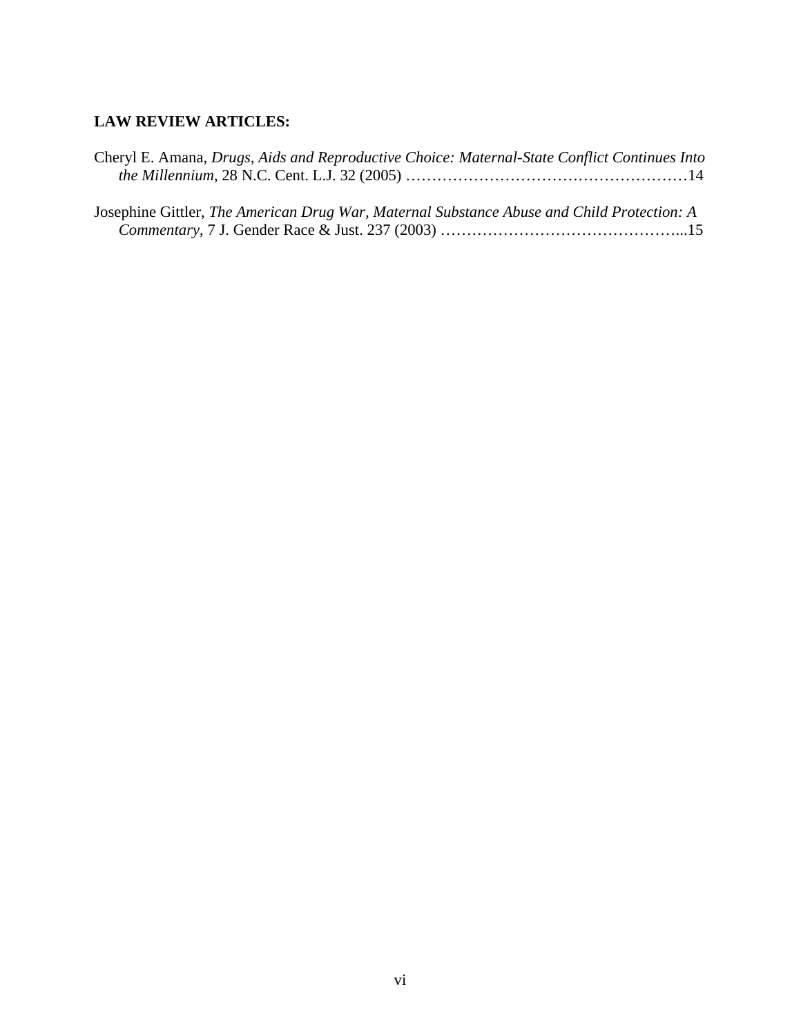**LAW REVIEW ARTICLES:**

Cheryl E. Amana, *Drugs, Aids and Reproductive Choice: Maternal-State Conflict Continues Into the Millennium*, 28 N.C. Cent. L.J. 32 (2005) ………………………………………………14

Josephine Gittler, *The American Drug War, Maternal Substance Abuse and Child Protection: A Commentary*, 7 J. Gender Race & Just. 237 (2003) ………………………………………...15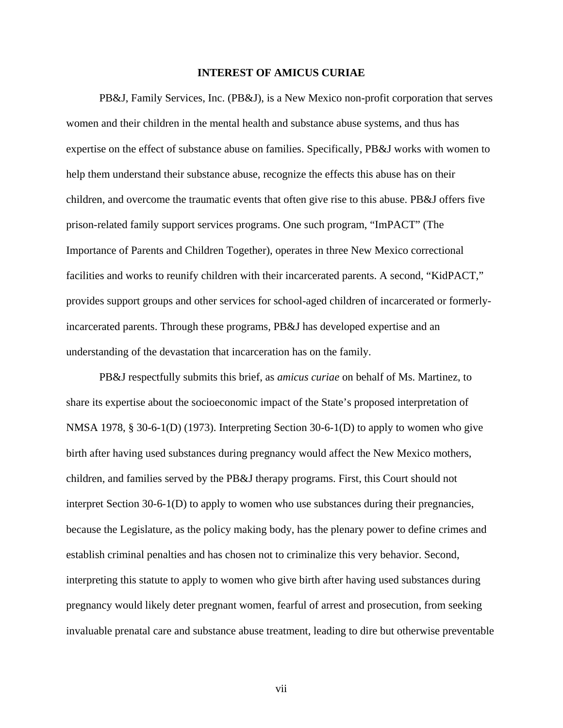## INTEREST OF AMICUS CURIAE

PB&J, Family Services, Inc. (PB&J), is a New Mexico non-profit corporation that serves women and their children in the mental health and substance abuse systems, and thus has expertise on the effect of substance abuse on families. Specifically, PB&J works with women to help them understand their substance abuse, recognize the effects this abuse has on their children, and overcome the traumatic events that often give rise to this abuse. PB&J offers five prison-related family support services programs. One such program, "ImPACT" (The Importance of Parents and Children Together), operates in three New Mexico correctional facilities and works to reunify children with their incarcerated parents. A second, "KidPACT," provides support groups and other services for school-aged children of incarcerated or formerly-incarcerated parents. Through these programs, PB&J has developed expertise and an understanding of the devastation that incarceration has on the family.

PB&J respectfully submits this brief, as *amicus curiae* on behalf of Ms. Martinez, to share its expertise about the socioeconomic impact of the State's proposed interpretation of NMSA 1978, § 30-6-1(D) (1973). Interpreting Section 30-6-1(D) to apply to women who give birth after having used substances during pregnancy would affect the New Mexico mothers, children, and families served by the PB&J therapy programs. First, this Court should not interpret Section 30-6-1(D) to apply to women who use substances during their pregnancies, because the Legislature, as the policy making body, has the plenary power to define crimes and establish criminal penalties and has chosen not to criminalize this very behavior. Second, interpreting this statute to apply to women who give birth after having used substances during pregnancy would likely deter pregnant women, fearful of arrest and prosecution, from seeking invaluable prenatal care and substance abuse treatment, leading to dire but otherwise preventable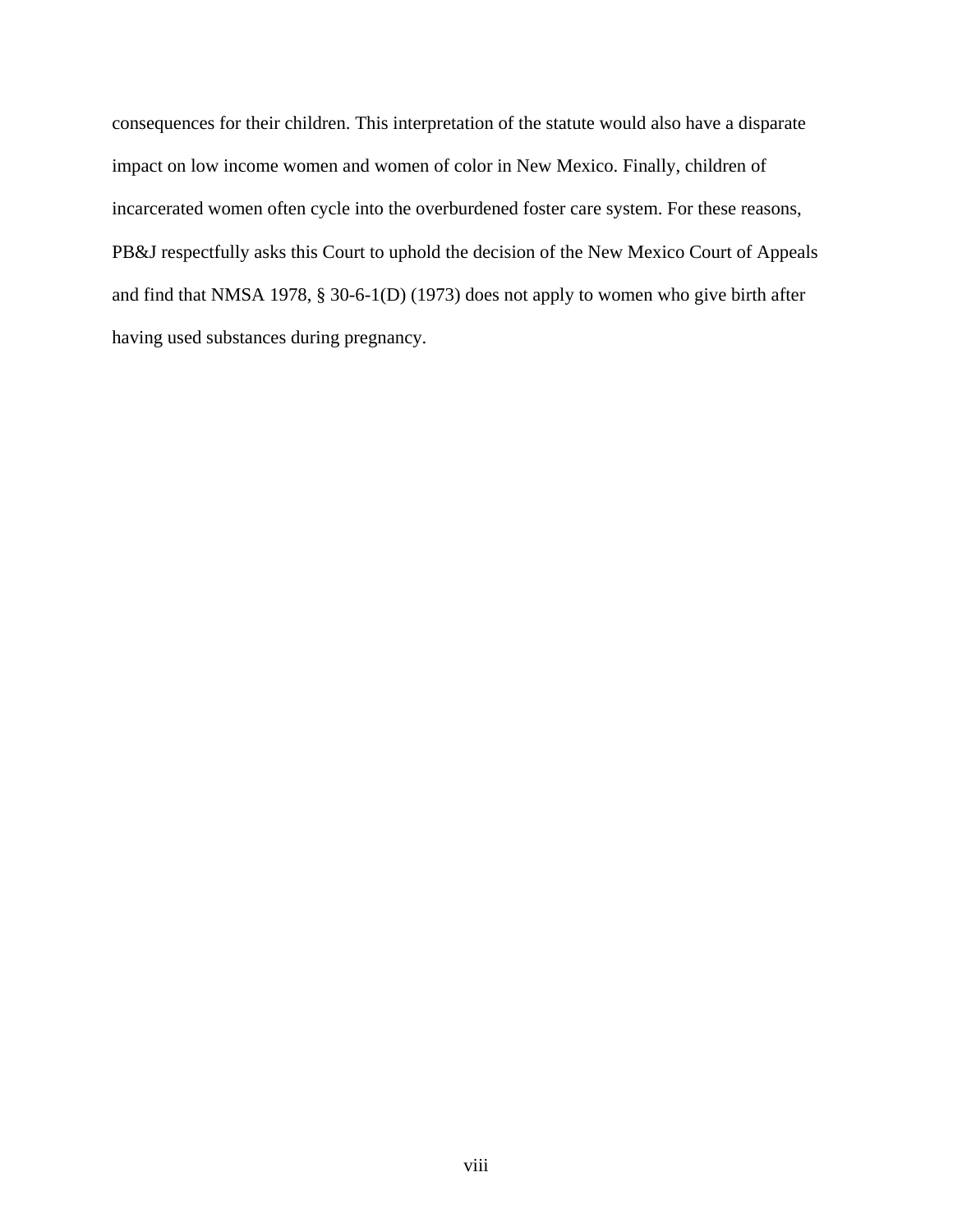consequences for their children. This interpretation of the statute would also have a disparate impact on low income women and women of color in New Mexico. Finally, children of incarcerated women often cycle into the overburdened foster care system. For these reasons, PB&J respectfully asks this Court to uphold the decision of the New Mexico Court of Appeals and find that NMSA 1978, § 30-6-1(D) (1973) does not apply to women who give birth after having used substances during pregnancy.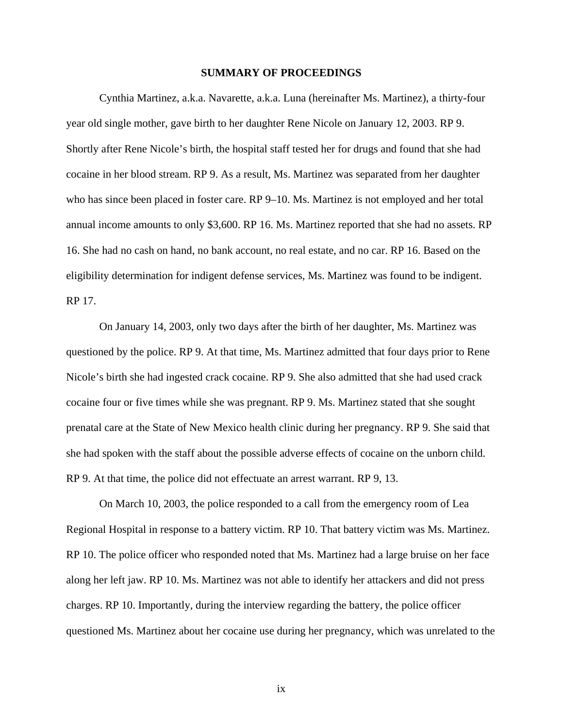## SUMMARY OF PROCEEDINGS

Cynthia Martinez, a.k.a. Navarette, a.k.a. Luna (hereinafter Ms. Martinez), a thirty-four year old single mother, gave birth to her daughter Rene Nicole on January 12, 2003. RP 9. Shortly after Rene Nicole's birth, the hospital staff tested her for drugs and found that she had cocaine in her blood stream. RP 9. As a result, Ms. Martinez was separated from her daughter who has since been placed in foster care. RP 9–10. Ms. Martinez is not employed and her total annual income amounts to only $3,600. RP 16. Ms. Martinez reported that she had no assets. RP 16. She had no cash on hand, no bank account, no real estate, and no car. RP 16. Based on the eligibility determination for indigent defense services, Ms. Martinez was found to be indigent. RP 17.

On January 14, 2003, only two days after the birth of her daughter, Ms. Martinez was questioned by the police. RP 9. At that time, Ms. Martinez admitted that four days prior to Rene Nicole's birth she had ingested crack cocaine. RP 9. She also admitted that she had used crack cocaine four or five times while she was pregnant. RP 9. Ms. Martinez stated that she sought prenatal care at the State of New Mexico health clinic during her pregnancy. RP 9. She said that she had spoken with the staff about the possible adverse effects of cocaine on the unborn child. RP 9. At that time, the police did not effectuate an arrest warrant. RP 9, 13.

On March 10, 2003, the police responded to a call from the emergency room of Lea Regional Hospital in response to a battery victim. RP 10. That battery victim was Ms. Martinez. RP 10. The police officer who responded noted that Ms. Martinez had a large bruise on her face along her left jaw. RP 10. Ms. Martinez was not able to identify her attackers and did not press charges. RP 10. Importantly, during the interview regarding the battery, the police officer questioned Ms. Martinez about her cocaine use during her pregnancy, which was unrelated to the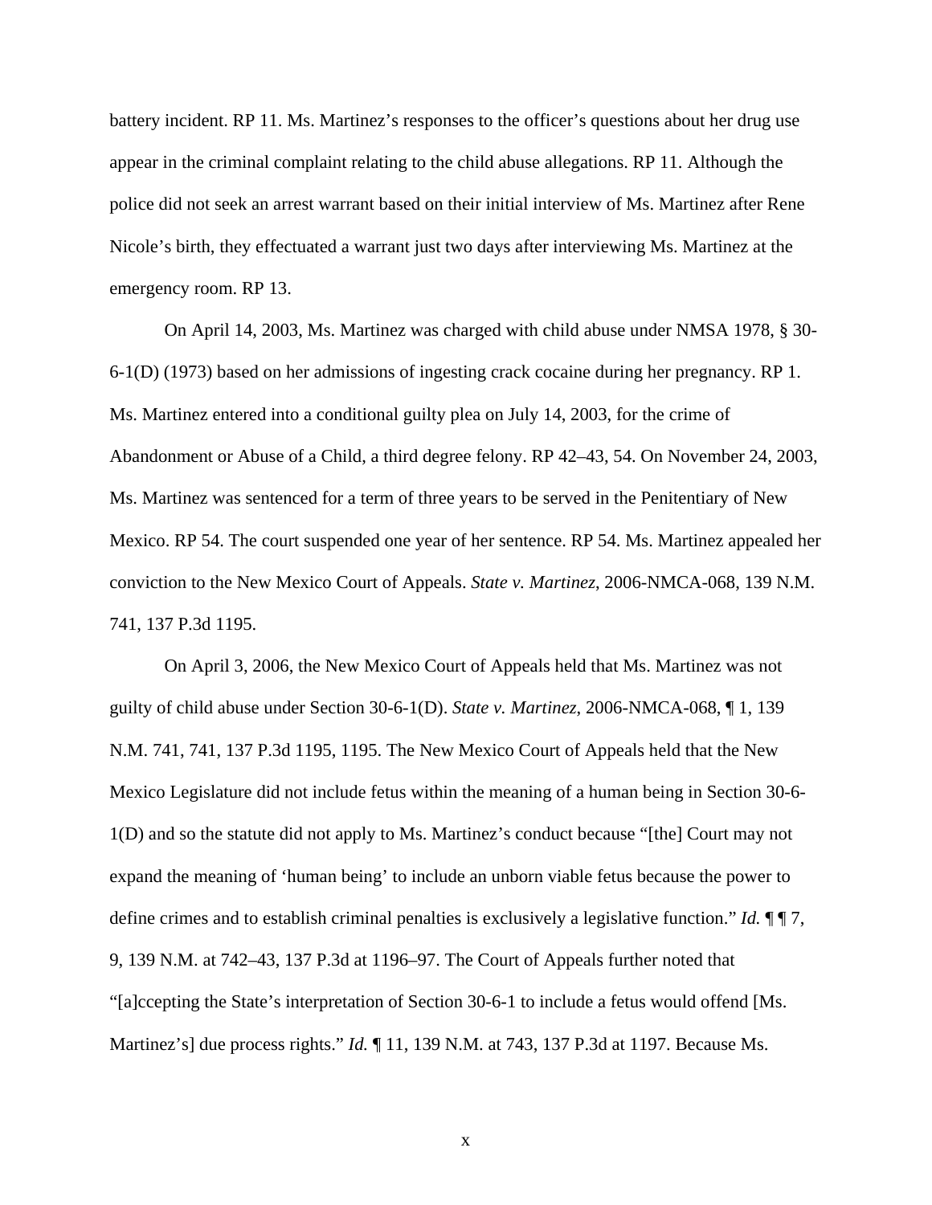battery incident. RP 11. Ms. Martinez's responses to the officer's questions about her drug use appear in the criminal complaint relating to the child abuse allegations. RP 11. Although the police did not seek an arrest warrant based on their initial interview of Ms. Martinez after Rene Nicole's birth, they effectuated a warrant just two days after interviewing Ms. Martinez at the emergency room. RP 13.

On April 14, 2003, Ms. Martinez was charged with child abuse under NMSA 1978, § 30-6-1(D) (1973) based on her admissions of ingesting crack cocaine during her pregnancy. RP 1. Ms. Martinez entered into a conditional guilty plea on July 14, 2003, for the crime of Abandonment or Abuse of a Child, a third degree felony. RP 42–43, 54. On November 24, 2003, Ms. Martinez was sentenced for a term of three years to be served in the Penitentiary of New Mexico. RP 54. The court suspended one year of her sentence. RP 54. Ms. Martinez appealed her conviction to the New Mexico Court of Appeals. *State v. Martinez*, 2006-NMCA-068, 139 N.M. 741, 137 P.3d 1195.

On April 3, 2006, the New Mexico Court of Appeals held that Ms. Martinez was not guilty of child abuse under Section 30-6-1(D). *State v. Martinez*, 2006-NMCA-068, ¶ 1, 139 N.M. 741, 741, 137 P.3d 1195, 1195. The New Mexico Court of Appeals held that the New Mexico Legislature did not include fetus within the meaning of a human being in Section 30-6-1(D) and so the statute did not apply to Ms. Martinez's conduct because "[the] Court may not expand the meaning of 'human being' to include an unborn viable fetus because the power to define crimes and to establish criminal penalties is exclusively a legislative function." *Id.* ¶ ¶ 7, 9, 139 N.M. at 742–43, 137 P.3d at 1196–97. The Court of Appeals further noted that "[a]ccepting the State's interpretation of Section 30-6-1 to include a fetus would offend [Ms. Martinez's] due process rights." *Id.* ¶ 11, 139 N.M. at 743, 137 P.3d at 1197. Because Ms.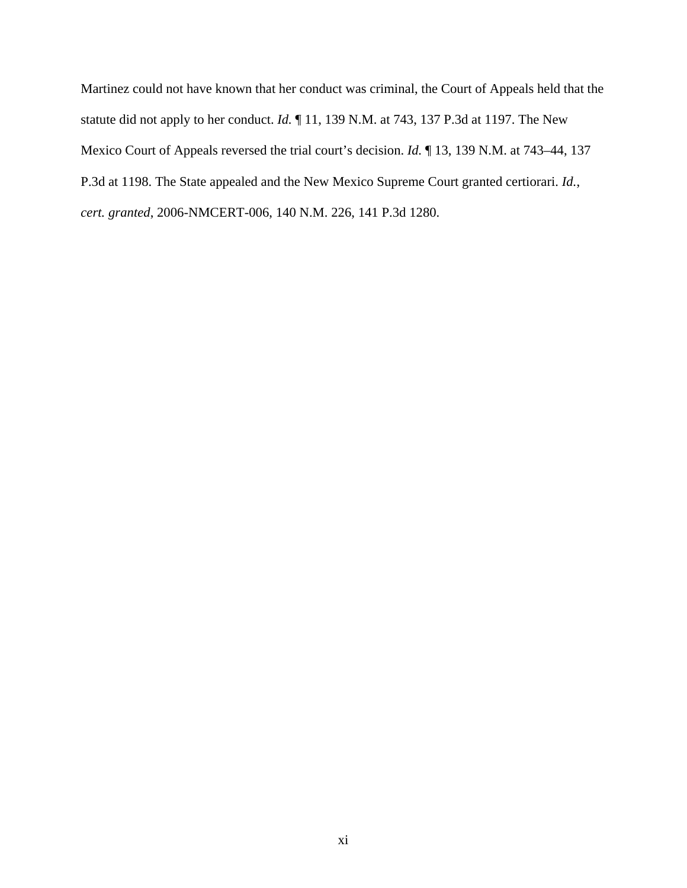Martinez could not have known that her conduct was criminal, the Court of Appeals held that the statute did not apply to her conduct. *Id.* ¶ 11, 139 N.M. at 743, 137 P.3d at 1197. The New Mexico Court of Appeals reversed the trial court's decision. *Id.* ¶ 13, 139 N.M. at 743–44, 137 P.3d at 1198. The State appealed and the New Mexico Supreme Court granted certiorari. *Id.*, *cert. granted*, 2006-NMCERT-006, 140 N.M. 226, 141 P.3d 1280.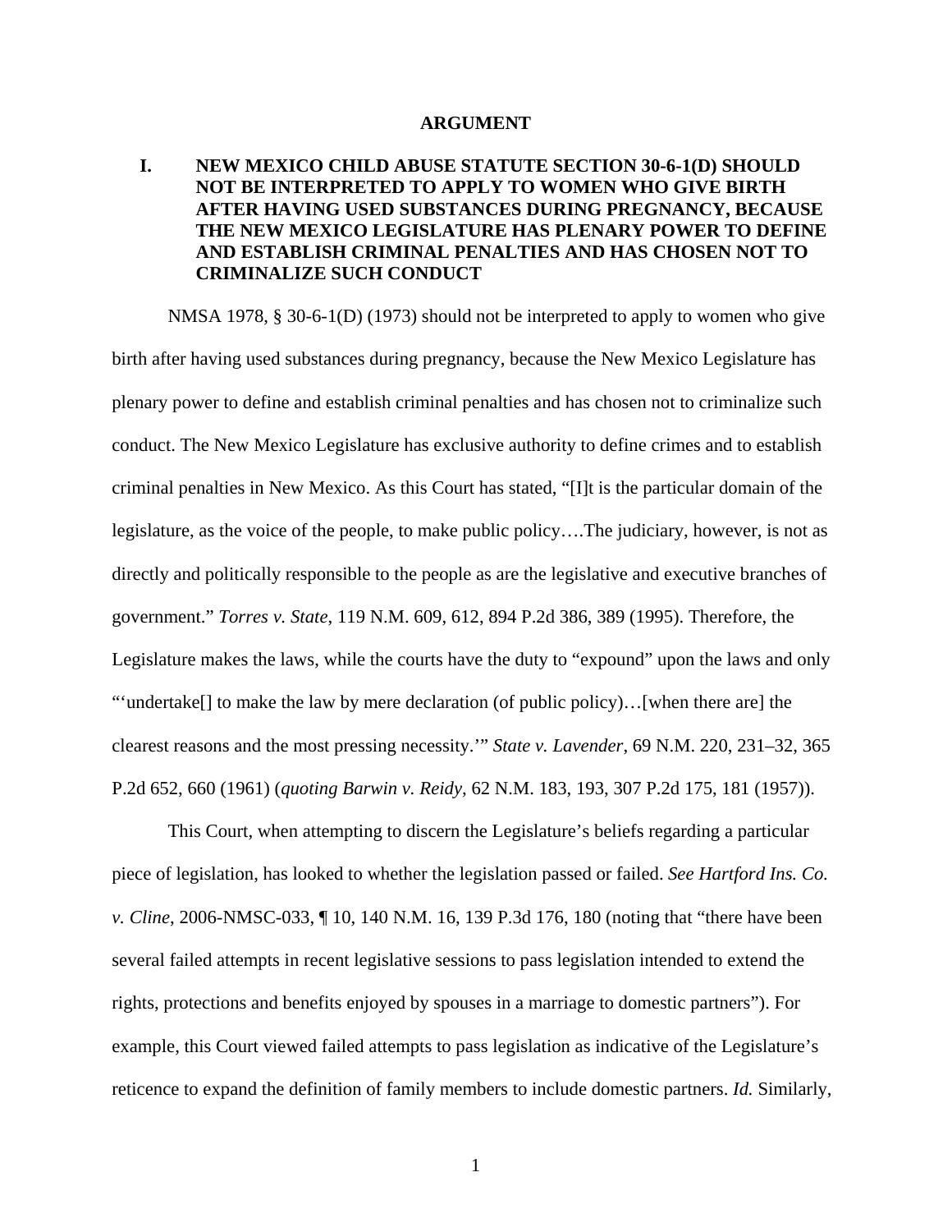## ARGUMENT

### I. NEW MEXICO CHILD ABUSE STATUTE SECTION 30-6-1(D) SHOULD NOT BE INTERPRETED TO APPLY TO WOMEN WHO GIVE BIRTH AFTER HAVING USED SUBSTANCES DURING PREGNANCY, BECAUSE THE NEW MEXICO LEGISLATURE HAS PLENARY POWER TO DEFINE AND ESTABLISH CRIMINAL PENALTIES AND HAS CHOSEN NOT TO CRIMINALIZE SUCH CONDUCT

NMSA 1978, § 30-6-1(D) (1973) should not be interpreted to apply to women who give birth after having used substances during pregnancy, because the New Mexico Legislature has plenary power to define and establish criminal penalties and has chosen not to criminalize such conduct. The New Mexico Legislature has exclusive authority to define crimes and to establish criminal penalties in New Mexico. As this Court has stated, "[I]t is the particular domain of the legislature, as the voice of the people, to make public policy….The judiciary, however, is not as directly and politically responsible to the people as are the legislative and executive branches of government." *Torres v. State*, 119 N.M. 609, 612, 894 P.2d 386, 389 (1995). Therefore, the Legislature makes the laws, while the courts have the duty to "expound" upon the laws and only "'undertake[] to make the law by mere declaration (of public policy)…[when there are] the clearest reasons and the most pressing necessity.'" *State v. Lavender*, 69 N.M. 220, 231–32, 365 P.2d 652, 660 (1961) (*quoting Barwin v. Reidy*, 62 N.M. 183, 193, 307 P.2d 175, 181 (1957)).

This Court, when attempting to discern the Legislature's beliefs regarding a particular piece of legislation, has looked to whether the legislation passed or failed. *See Hartford Ins. Co. v. Cline*, 2006-NMSC-033, ¶ 10, 140 N.M. 16, 139 P.3d 176, 180 (noting that "there have been several failed attempts in recent legislative sessions to pass legislation intended to extend the rights, protections and benefits enjoyed by spouses in a marriage to domestic partners"). For example, this Court viewed failed attempts to pass legislation as indicative of the Legislature's reticence to expand the definition of family members to include domestic partners. *Id.* Similarly,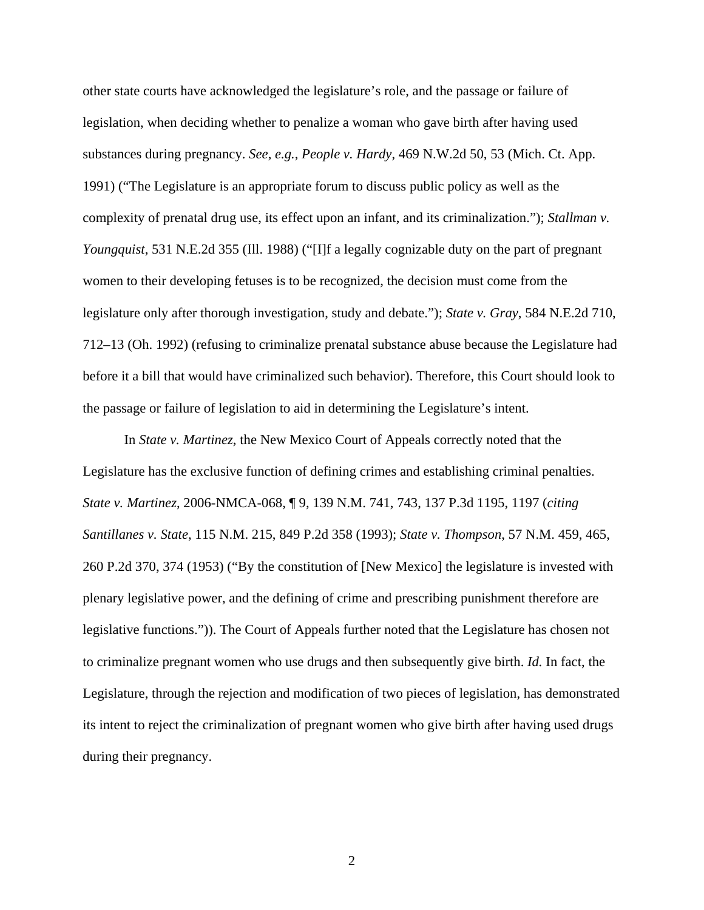other state courts have acknowledged the legislature's role, and the passage or failure of legislation, when deciding whether to penalize a woman who gave birth after having used substances during pregnancy. *See*, *e.g.*, *People v. Hardy*, 469 N.W.2d 50, 53 (Mich. Ct. App. 1991) ("The Legislature is an appropriate forum to discuss public policy as well as the complexity of prenatal drug use, its effect upon an infant, and its criminalization."); *Stallman v. Youngquist*, 531 N.E.2d 355 (Ill. 1988) ("[I]f a legally cognizable duty on the part of pregnant women to their developing fetuses is to be recognized, the decision must come from the legislature only after thorough investigation, study and debate."); *State v. Gray*, 584 N.E.2d 710, 712–13 (Oh. 1992) (refusing to criminalize prenatal substance abuse because the Legislature had before it a bill that would have criminalized such behavior). Therefore, this Court should look to the passage or failure of legislation to aid in determining the Legislature's intent.

In *State v. Martinez*, the New Mexico Court of Appeals correctly noted that the Legislature has the exclusive function of defining crimes and establishing criminal penalties. *State v. Martinez*, 2006-NMCA-068, ¶ 9, 139 N.M. 741, 743, 137 P.3d 1195, 1197 (*citing Santillanes v. State*, 115 N.M. 215, 849 P.2d 358 (1993); *State v. Thompson*, 57 N.M. 459, 465, 260 P.2d 370, 374 (1953) ("By the constitution of [New Mexico] the legislature is invested with plenary legislative power, and the defining of crime and prescribing punishment therefore are legislative functions.")). The Court of Appeals further noted that the Legislature has chosen not to criminalize pregnant women who use drugs and then subsequently give birth. *Id.* In fact, the Legislature, through the rejection and modification of two pieces of legislation, has demonstrated its intent to reject the criminalization of pregnant women who give birth after having used drugs during their pregnancy.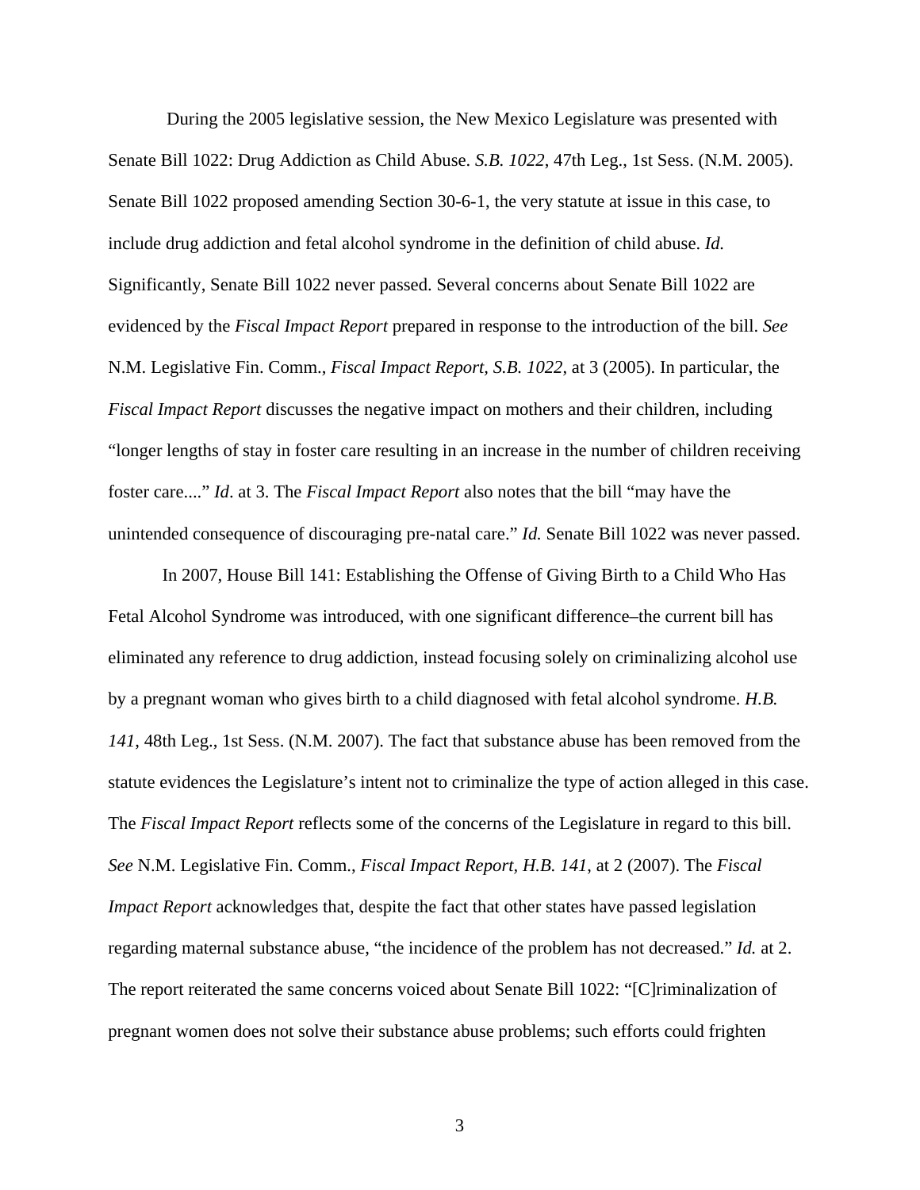During the 2005 legislative session, the New Mexico Legislature was presented with Senate Bill 1022: Drug Addiction as Child Abuse. *S.B. 1022*, 47th Leg., 1st Sess. (N.M. 2005). Senate Bill 1022 proposed amending Section 30-6-1, the very statute at issue in this case, to include drug addiction and fetal alcohol syndrome in the definition of child abuse. *Id.* Significantly, Senate Bill 1022 never passed. Several concerns about Senate Bill 1022 are evidenced by the *Fiscal Impact Report* prepared in response to the introduction of the bill. *See* N.M. Legislative Fin. Comm., *Fiscal Impact Report, S.B. 1022*, at 3 (2005). In particular, the *Fiscal Impact Report* discusses the negative impact on mothers and their children, including "longer lengths of stay in foster care resulting in an increase in the number of children receiving foster care...." *Id*. at 3. The *Fiscal Impact Report* also notes that the bill "may have the unintended consequence of discouraging pre-natal care." *Id.* Senate Bill 1022 was never passed.

In 2007, House Bill 141: Establishing the Offense of Giving Birth to a Child Who Has Fetal Alcohol Syndrome was introduced, with one significant difference–the current bill has eliminated any reference to drug addiction, instead focusing solely on criminalizing alcohol use by a pregnant woman who gives birth to a child diagnosed with fetal alcohol syndrome. *H.B. 141*, 48th Leg., 1st Sess. (N.M. 2007). The fact that substance abuse has been removed from the statute evidences the Legislature's intent not to criminalize the type of action alleged in this case. The *Fiscal Impact Report* reflects some of the concerns of the Legislature in regard to this bill. *See* N.M. Legislative Fin. Comm., *Fiscal Impact Report, H.B. 141*, at 2 (2007). The *Fiscal Impact Report* acknowledges that, despite the fact that other states have passed legislation regarding maternal substance abuse, "the incidence of the problem has not decreased." *Id.* at 2. The report reiterated the same concerns voiced about Senate Bill 1022: "[C]riminalization of pregnant women does not solve their substance abuse problems; such efforts could frighten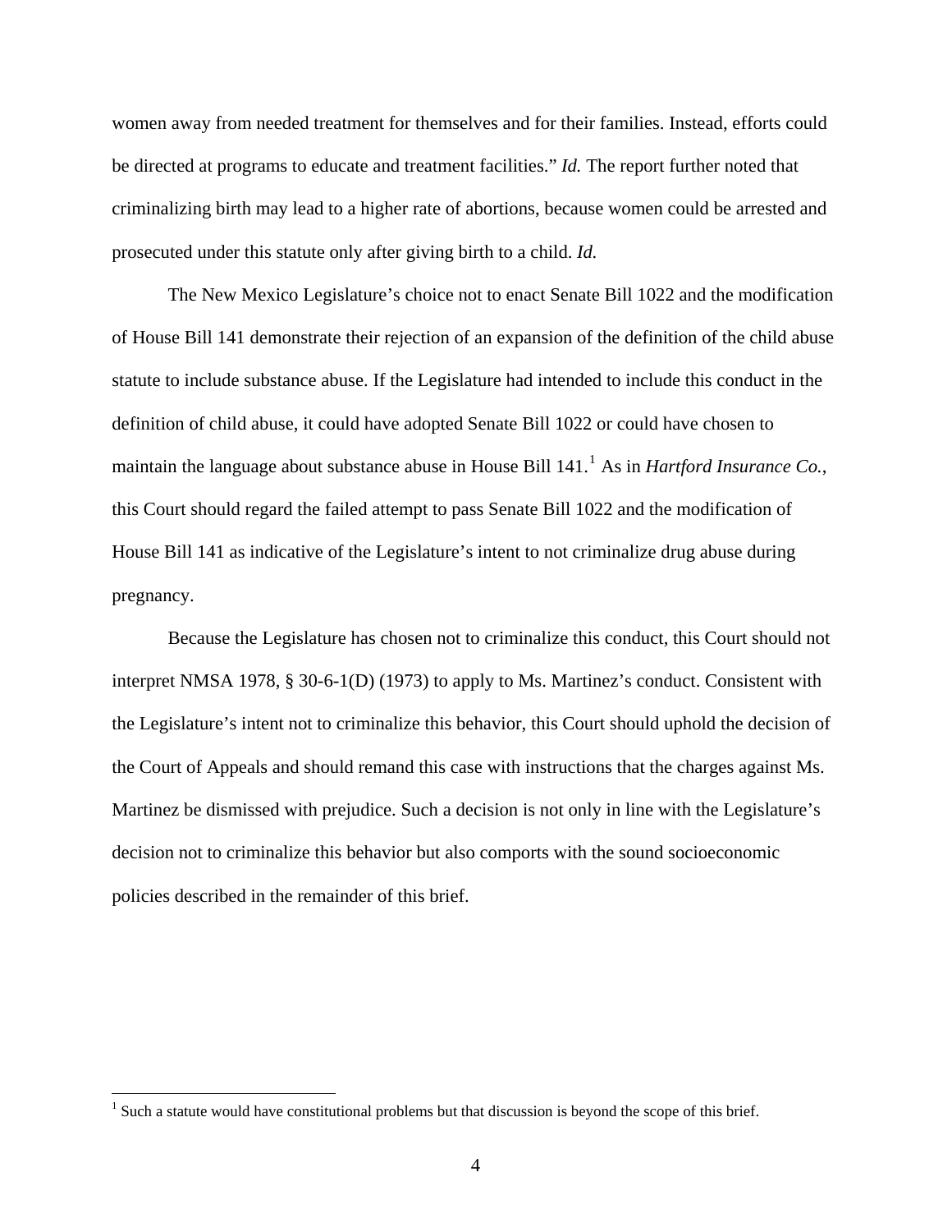women away from needed treatment for themselves and for their families. Instead, efforts could be directed at programs to educate and treatment facilities." *Id.* The report further noted that criminalizing birth may lead to a higher rate of abortions, because women could be arrested and prosecuted under this statute only after giving birth to a child. *Id.*

The New Mexico Legislature's choice not to enact Senate Bill 1022 and the modification of House Bill 141 demonstrate their rejection of an expansion of the definition of the child abuse statute to include substance abuse. If the Legislature had intended to include this conduct in the definition of child abuse, it could have adopted Senate Bill 1022 or could have chosen to maintain the language about substance abuse in House Bill 141.[1] As in *Hartford Insurance Co.*, this Court should regard the failed attempt to pass Senate Bill 1022 and the modification of House Bill 141 as indicative of the Legislature's intent to not criminalize drug abuse during pregnancy.

Because the Legislature has chosen not to criminalize this conduct, this Court should not interpret NMSA 1978, § 30-6-1(D) (1973) to apply to Ms. Martinez's conduct. Consistent with the Legislature's intent not to criminalize this behavior, this Court should uphold the decision of the Court of Appeals and should remand this case with instructions that the charges against Ms. Martinez be dismissed with prejudice. Such a decision is not only in line with the Legislature's decision not to criminalize this behavior but also comports with the sound socioeconomic policies described in the remainder of this brief.

---

[1] Such a statute would have constitutional problems but that discussion is beyond the scope of this brief.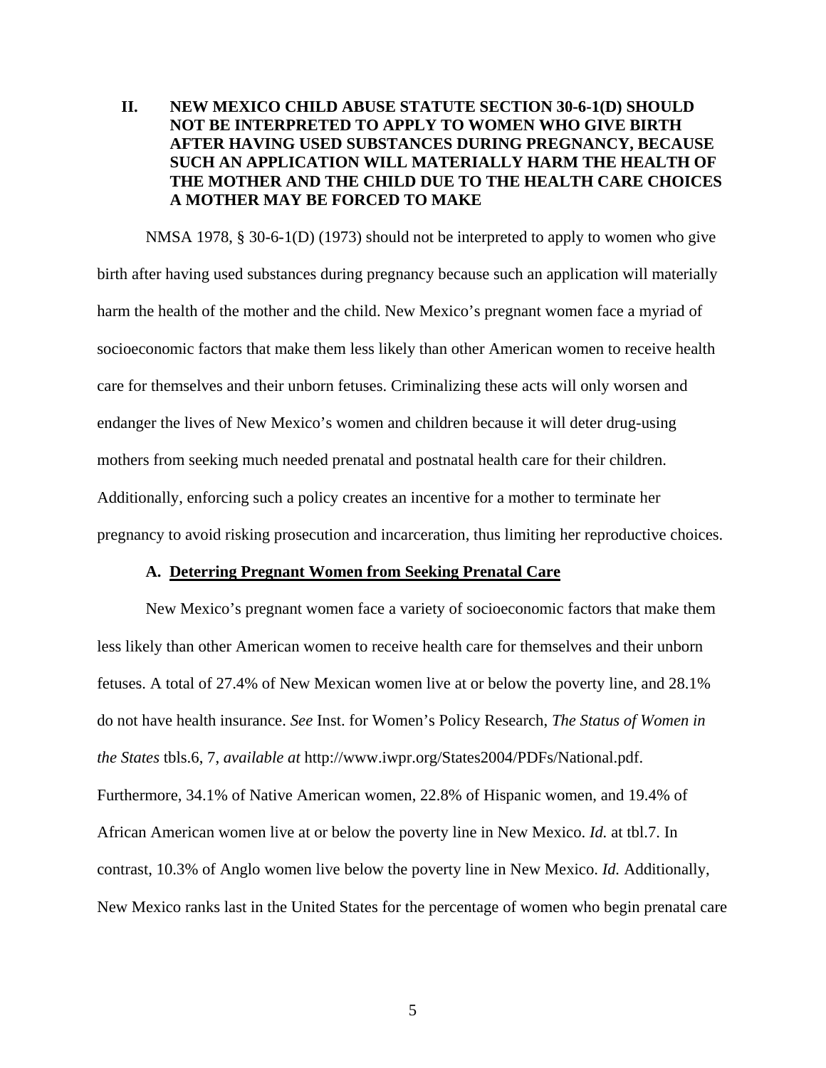## II. NEW MEXICO CHILD ABUSE STATUTE SECTION 30-6-1(D) SHOULD NOT BE INTERPRETED TO APPLY TO WOMEN WHO GIVE BIRTH AFTER HAVING USED SUBSTANCES DURING PREGNANCY, BECAUSE SUCH AN APPLICATION WILL MATERIALLY HARM THE HEALTH OF THE MOTHER AND THE CHILD DUE TO THE HEALTH CARE CHOICES A MOTHER MAY BE FORCED TO MAKE

NMSA 1978, § 30-6-1(D) (1973) should not be interpreted to apply to women who give birth after having used substances during pregnancy because such an application will materially harm the health of the mother and the child. New Mexico's pregnant women face a myriad of socioeconomic factors that make them less likely than other American women to receive health care for themselves and their unborn fetuses. Criminalizing these acts will only worsen and endanger the lives of New Mexico's women and children because it will deter drug-using mothers from seeking much needed prenatal and postnatal health care for their children. Additionally, enforcing such a policy creates an incentive for a mother to terminate her pregnancy to avoid risking prosecution and incarceration, thus limiting her reproductive choices.

### A. Deterring Pregnant Women from Seeking Prenatal Care

New Mexico's pregnant women face a variety of socioeconomic factors that make them less likely than other American women to receive health care for themselves and their unborn fetuses. A total of 27.4% of New Mexican women live at or below the poverty line, and 28.1% do not have health insurance. *See* Inst. for Women's Policy Research, *The Status of Women in the States* tbls.6, 7, *available at* http://www.iwpr.org/States2004/PDFs/National.pdf. Furthermore, 34.1% of Native American women, 22.8% of Hispanic women, and 19.4% of African American women live at or below the poverty line in New Mexico. *Id.* at tbl.7. In contrast, 10.3% of Anglo women live below the poverty line in New Mexico. *Id.* Additionally, New Mexico ranks last in the United States for the percentage of women who begin prenatal care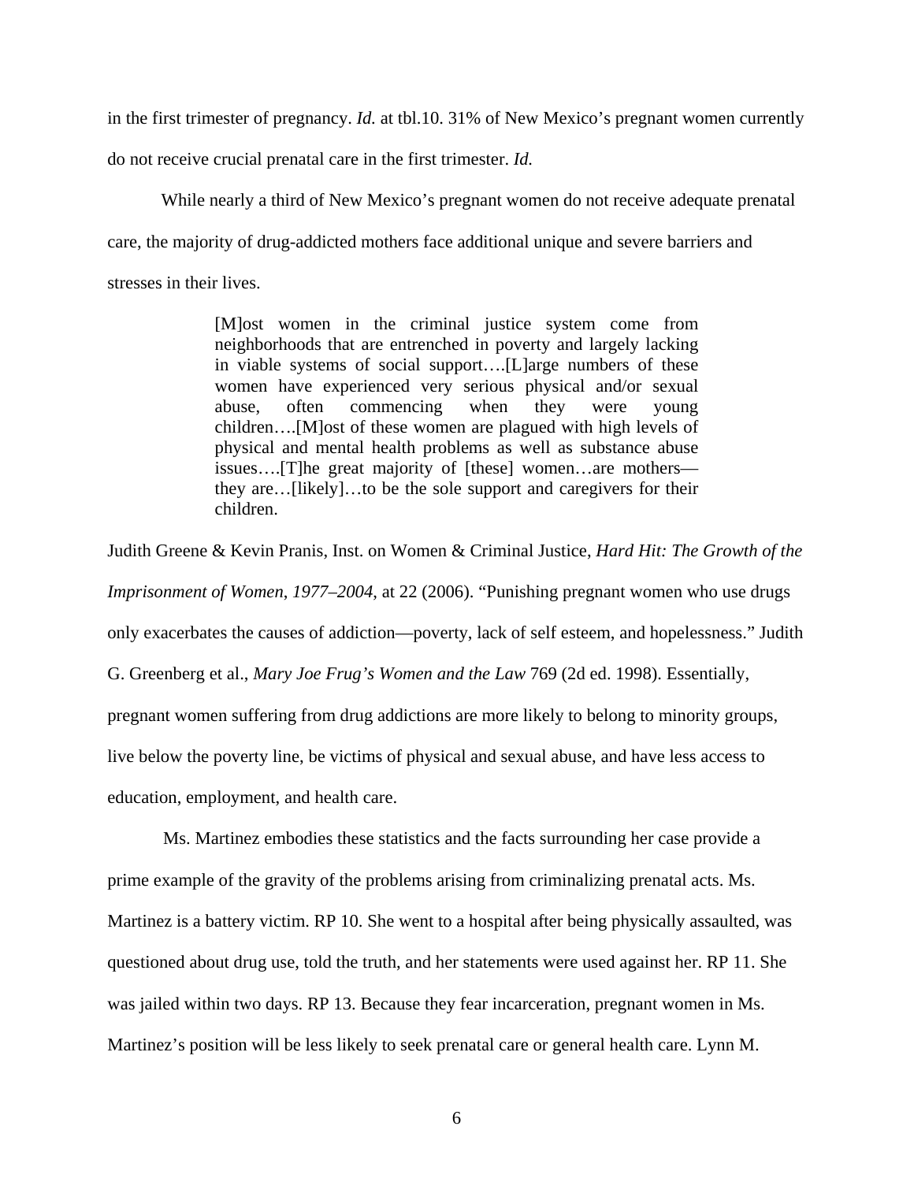in the first trimester of pregnancy. *Id.* at tbl.10. 31% of New Mexico's pregnant women currently do not receive crucial prenatal care in the first trimester. *Id.*

While nearly a third of New Mexico's pregnant women do not receive adequate prenatal care, the majority of drug-addicted mothers face additional unique and severe barriers and stresses in their lives.

> [M]ost women in the criminal justice system come from neighborhoods that are entrenched in poverty and largely lacking in viable systems of social support….[L]arge numbers of these women have experienced very serious physical and/or sexual abuse, often commencing when they were young children….[M]ost of these women are plagued with high levels of physical and mental health problems as well as substance abuse issues….[T]he great majority of [these] women…are mothers—they are…[likely]…to be the sole support and caregivers for their children.

Judith Greene & Kevin Pranis, Inst. on Women & Criminal Justice, *Hard Hit: The Growth of the Imprisonment of Women, 1977–2004*, at 22 (2006). "Punishing pregnant women who use drugs only exacerbates the causes of addiction—poverty, lack of self esteem, and hopelessness." Judith G. Greenberg et al., *Mary Joe Frug's Women and the Law* 769 (2d ed. 1998). Essentially, pregnant women suffering from drug addictions are more likely to belong to minority groups, live below the poverty line, be victims of physical and sexual abuse, and have less access to education, employment, and health care.

Ms. Martinez embodies these statistics and the facts surrounding her case provide a prime example of the gravity of the problems arising from criminalizing prenatal acts. Ms. Martinez is a battery victim. RP 10. She went to a hospital after being physically assaulted, was questioned about drug use, told the truth, and her statements were used against her. RP 11. She was jailed within two days. RP 13. Because they fear incarceration, pregnant women in Ms. Martinez's position will be less likely to seek prenatal care or general health care. Lynn M.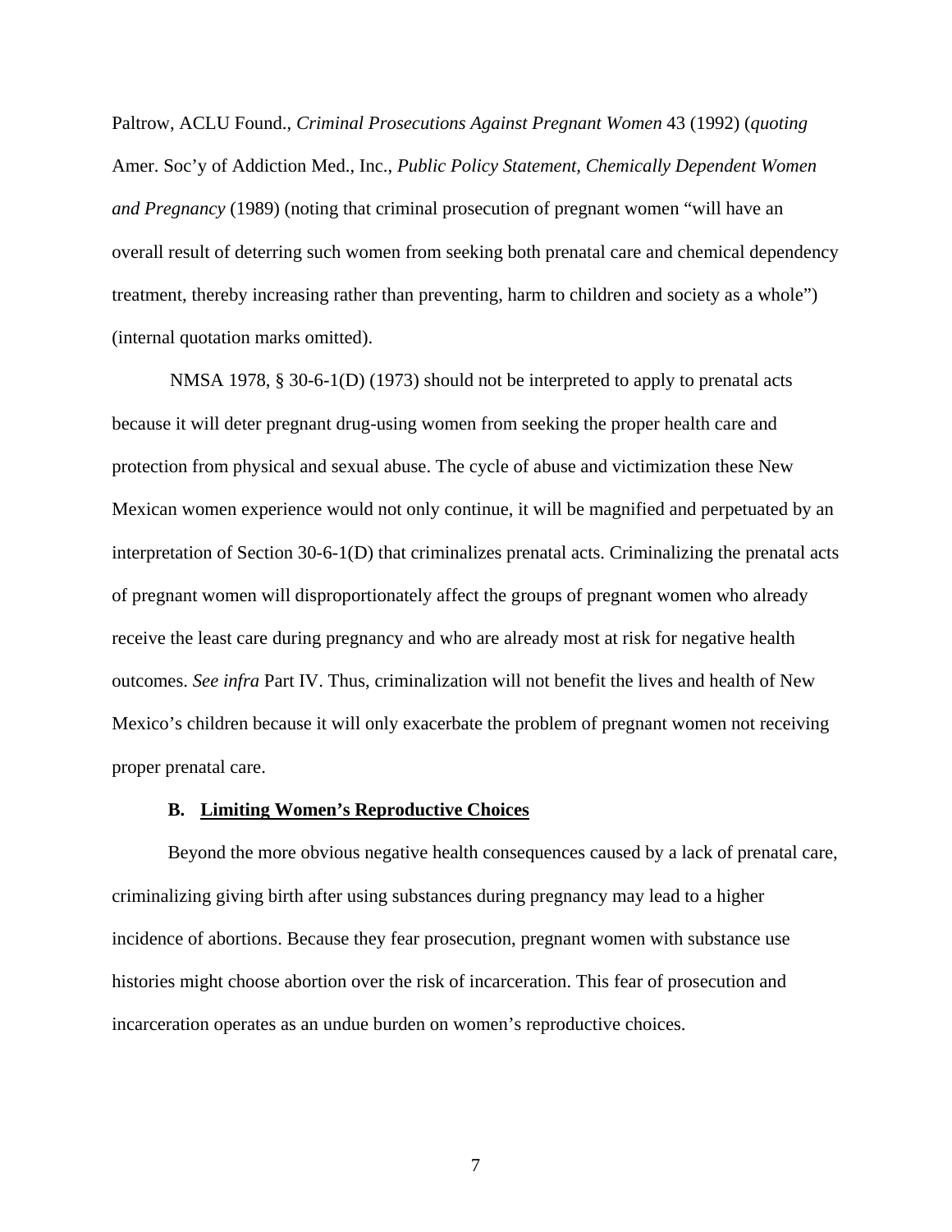Paltrow, ACLU Found., *Criminal Prosecutions Against Pregnant Women* 43 (1992) (*quoting* Amer. Soc'y of Addiction Med., Inc., *Public Policy Statement, Chemically Dependent Women and Pregnancy* (1989) (noting that criminal prosecution of pregnant women "will have an overall result of deterring such women from seeking both prenatal care and chemical dependency treatment, thereby increasing rather than preventing, harm to children and society as a whole") (internal quotation marks omitted).

NMSA 1978, § 30-6-1(D) (1973) should not be interpreted to apply to prenatal acts because it will deter pregnant drug-using women from seeking the proper health care and protection from physical and sexual abuse. The cycle of abuse and victimization these New Mexican women experience would not only continue, it will be magnified and perpetuated by an interpretation of Section 30-6-1(D) that criminalizes prenatal acts. Criminalizing the prenatal acts of pregnant women will disproportionately affect the groups of pregnant women who already receive the least care during pregnancy and who are already most at risk for negative health outcomes. *See infra* Part IV. Thus, criminalization will not benefit the lives and health of New Mexico's children because it will only exacerbate the problem of pregnant women not receiving proper prenatal care.

### B. Limiting Women's Reproductive Choices

Beyond the more obvious negative health consequences caused by a lack of prenatal care, criminalizing giving birth after using substances during pregnancy may lead to a higher incidence of abortions. Because they fear prosecution, pregnant women with substance use histories might choose abortion over the risk of incarceration. This fear of prosecution and incarceration operates as an undue burden on women's reproductive choices.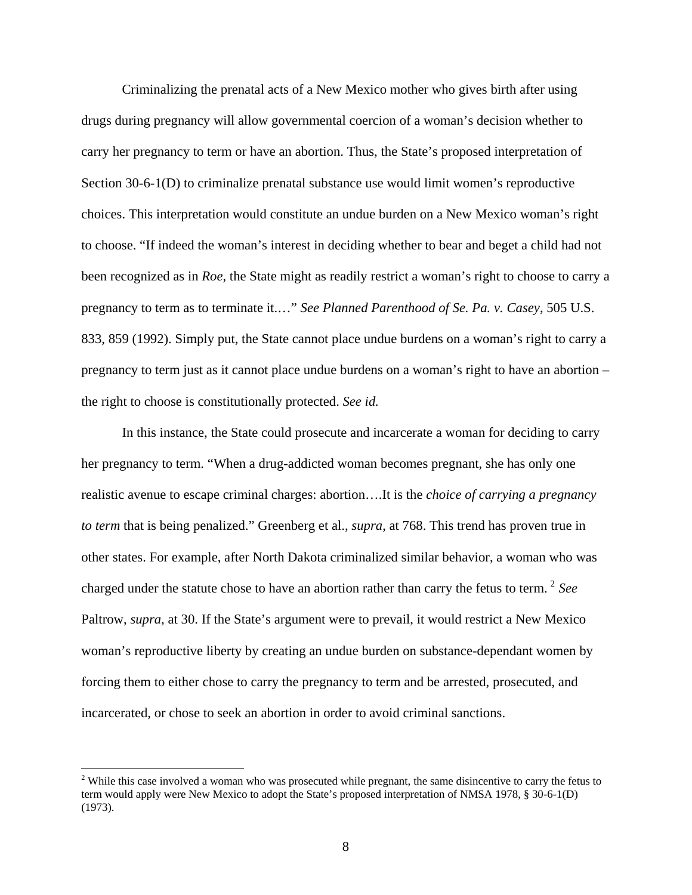Criminalizing the prenatal acts of a New Mexico mother who gives birth after using drugs during pregnancy will allow governmental coercion of a woman's decision whether to carry her pregnancy to term or have an abortion. Thus, the State's proposed interpretation of Section 30-6-1(D) to criminalize prenatal substance use would limit women's reproductive choices. This interpretation would constitute an undue burden on a New Mexico woman's right to choose. "If indeed the woman's interest in deciding whether to bear and beget a child had not been recognized as in *Roe*, the State might as readily restrict a woman's right to choose to carry a pregnancy to term as to terminate it.…" *See Planned Parenthood of Se. Pa. v. Casey*, 505 U.S. 833, 859 (1992). Simply put, the State cannot place undue burdens on a woman's right to carry a pregnancy to term just as it cannot place undue burdens on a woman's right to have an abortion – the right to choose is constitutionally protected. *See id.*

In this instance, the State could prosecute and incarcerate a woman for deciding to carry her pregnancy to term. "When a drug-addicted woman becomes pregnant, she has only one realistic avenue to escape criminal charges: abortion….It is the *choice of carrying a pregnancy to term* that is being penalized." Greenberg et al., *supra,* at 768. This trend has proven true in other states. For example, after North Dakota criminalized similar behavior, a woman who was charged under the statute chose to have an abortion rather than carry the fetus to term. [2] *See* Paltrow, *supra*, at 30. If the State's argument were to prevail, it would restrict a New Mexico woman's reproductive liberty by creating an undue burden on substance-dependant women by forcing them to either chose to carry the pregnancy to term and be arrested, prosecuted, and incarcerated, or chose to seek an abortion in order to avoid criminal sanctions.

[2] While this case involved a woman who was prosecuted while pregnant, the same disincentive to carry the fetus to term would apply were New Mexico to adopt the State's proposed interpretation of NMSA 1978, § 30-6-1(D) (1973).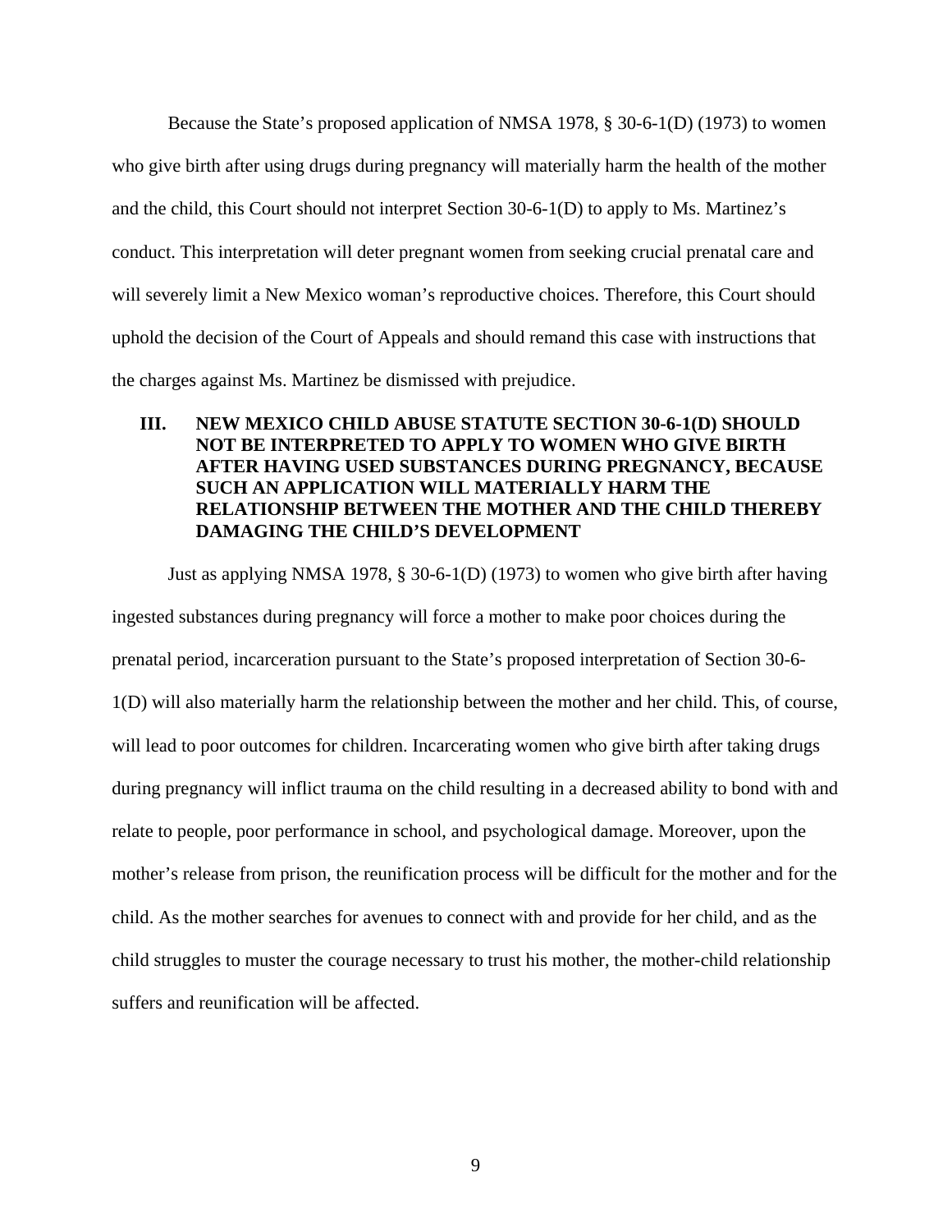Because the State's proposed application of NMSA 1978, § 30-6-1(D) (1973) to women who give birth after using drugs during pregnancy will materially harm the health of the mother and the child, this Court should not interpret Section 30-6-1(D) to apply to Ms. Martinez's conduct. This interpretation will deter pregnant women from seeking crucial prenatal care and will severely limit a New Mexico woman's reproductive choices. Therefore, this Court should uphold the decision of the Court of Appeals and should remand this case with instructions that the charges against Ms. Martinez be dismissed with prejudice.

## III. NEW MEXICO CHILD ABUSE STATUTE SECTION 30-6-1(D) SHOULD NOT BE INTERPRETED TO APPLY TO WOMEN WHO GIVE BIRTH AFTER HAVING USED SUBSTANCES DURING PREGNANCY, BECAUSE SUCH AN APPLICATION WILL MATERIALLY HARM THE RELATIONSHIP BETWEEN THE MOTHER AND THE CHILD THEREBY DAMAGING THE CHILD'S DEVELOPMENT

Just as applying NMSA 1978, § 30-6-1(D) (1973) to women who give birth after having ingested substances during pregnancy will force a mother to make poor choices during the prenatal period, incarceration pursuant to the State's proposed interpretation of Section 30-6-1(D) will also materially harm the relationship between the mother and her child. This, of course, will lead to poor outcomes for children. Incarcerating women who give birth after taking drugs during pregnancy will inflict trauma on the child resulting in a decreased ability to bond with and relate to people, poor performance in school, and psychological damage. Moreover, upon the mother's release from prison, the reunification process will be difficult for the mother and for the child. As the mother searches for avenues to connect with and provide for her child, and as the child struggles to muster the courage necessary to trust his mother, the mother-child relationship suffers and reunification will be affected.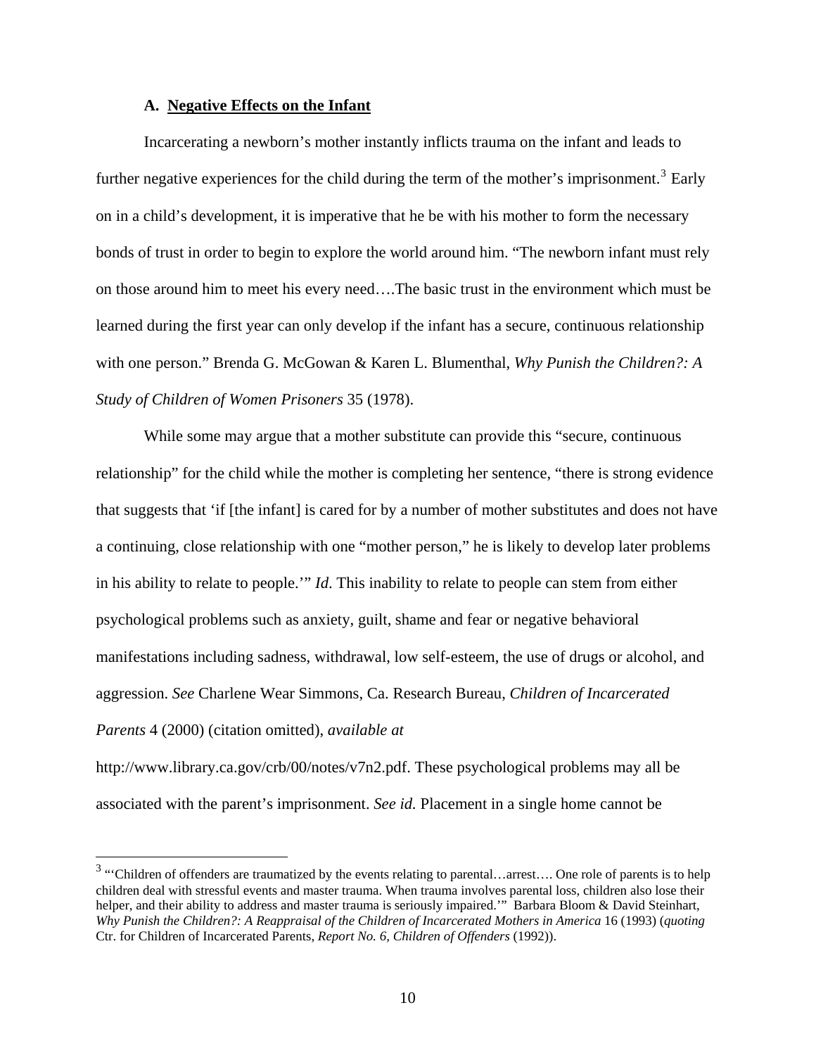### A. **Negative Effects on the Infant**

Incarcerating a newborn's mother instantly inflicts trauma on the infant and leads to further negative experiences for the child during the term of the mother's imprisonment.[3] Early on in a child's development, it is imperative that he be with his mother to form the necessary bonds of trust in order to begin to explore the world around him. "The newborn infant must rely on those around him to meet his every need….The basic trust in the environment which must be learned during the first year can only develop if the infant has a secure, continuous relationship with one person." Brenda G. McGowan & Karen L. Blumenthal, *Why Punish the Children?: A Study of Children of Women Prisoners* 35 (1978).

While some may argue that a mother substitute can provide this "secure, continuous relationship" for the child while the mother is completing her sentence, "there is strong evidence that suggests that 'if [the infant] is cared for by a number of mother substitutes and does not have a continuing, close relationship with one "mother person," he is likely to develop later problems in his ability to relate to people.'" *Id*. This inability to relate to people can stem from either psychological problems such as anxiety, guilt, shame and fear or negative behavioral manifestations including sadness, withdrawal, low self-esteem, the use of drugs or alcohol, and aggression. *See* Charlene Wear Simmons, Ca. Research Bureau, *Children of Incarcerated Parents* 4 (2000) (citation omitted), *available at* http://www.library.ca.gov/crb/00/notes/v7n2.pdf. These psychological problems may all be associated with the parent's imprisonment. *See id.* Placement in a single home cannot be

---

[3] "'Children of offenders are traumatized by the events relating to parental…arrest…. One role of parents is to help children deal with stressful events and master trauma. When trauma involves parental loss, children also lose their helper, and their ability to address and master trauma is seriously impaired.'" Barbara Bloom & David Steinhart, *Why Punish the Children?: A Reappraisal of the Children of Incarcerated Mothers in America* 16 (1993) (*quoting* Ctr. for Children of Incarcerated Parents, *Report No. 6, Children of Offenders* (1992)).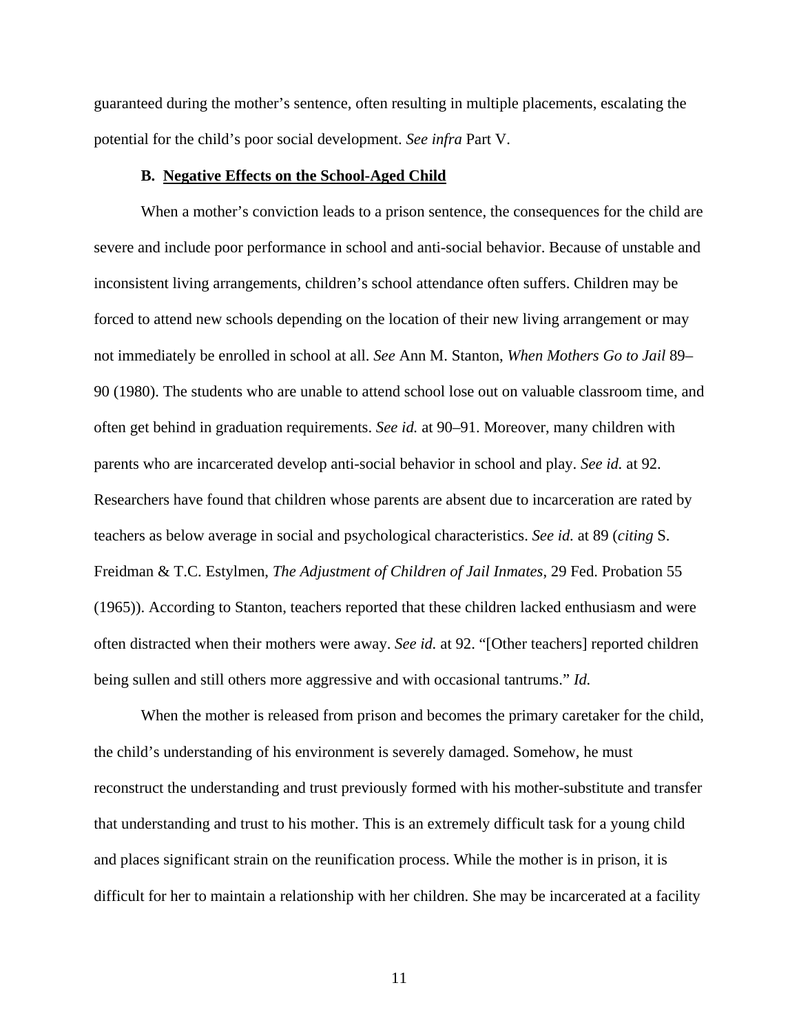guaranteed during the mother's sentence, often resulting in multiple placements, escalating the potential for the child's poor social development. *See infra* Part V.

### B. <u>Negative Effects on the School-Aged Child</u>

When a mother's conviction leads to a prison sentence, the consequences for the child are severe and include poor performance in school and anti-social behavior. Because of unstable and inconsistent living arrangements, children's school attendance often suffers. Children may be forced to attend new schools depending on the location of their new living arrangement or may not immediately be enrolled in school at all. *See* Ann M. Stanton, *When Mothers Go to Jail* 89–90 (1980). The students who are unable to attend school lose out on valuable classroom time, and often get behind in graduation requirements. *See id.* at 90–91. Moreover, many children with parents who are incarcerated develop anti-social behavior in school and play. *See id.* at 92. Researchers have found that children whose parents are absent due to incarceration are rated by teachers as below average in social and psychological characteristics. *See id.* at 89 (*citing* S. Freidman & T.C. Estylmen, *The Adjustment of Children of Jail Inmates*, 29 Fed. Probation 55 (1965)). According to Stanton, teachers reported that these children lacked enthusiasm and were often distracted when their mothers were away. *See id.* at 92. "[Other teachers] reported children being sullen and still others more aggressive and with occasional tantrums." *Id.*

When the mother is released from prison and becomes the primary caretaker for the child, the child's understanding of his environment is severely damaged. Somehow, he must reconstruct the understanding and trust previously formed with his mother-substitute and transfer that understanding and trust to his mother. This is an extremely difficult task for a young child and places significant strain on the reunification process. While the mother is in prison, it is difficult for her to maintain a relationship with her children. She may be incarcerated at a facility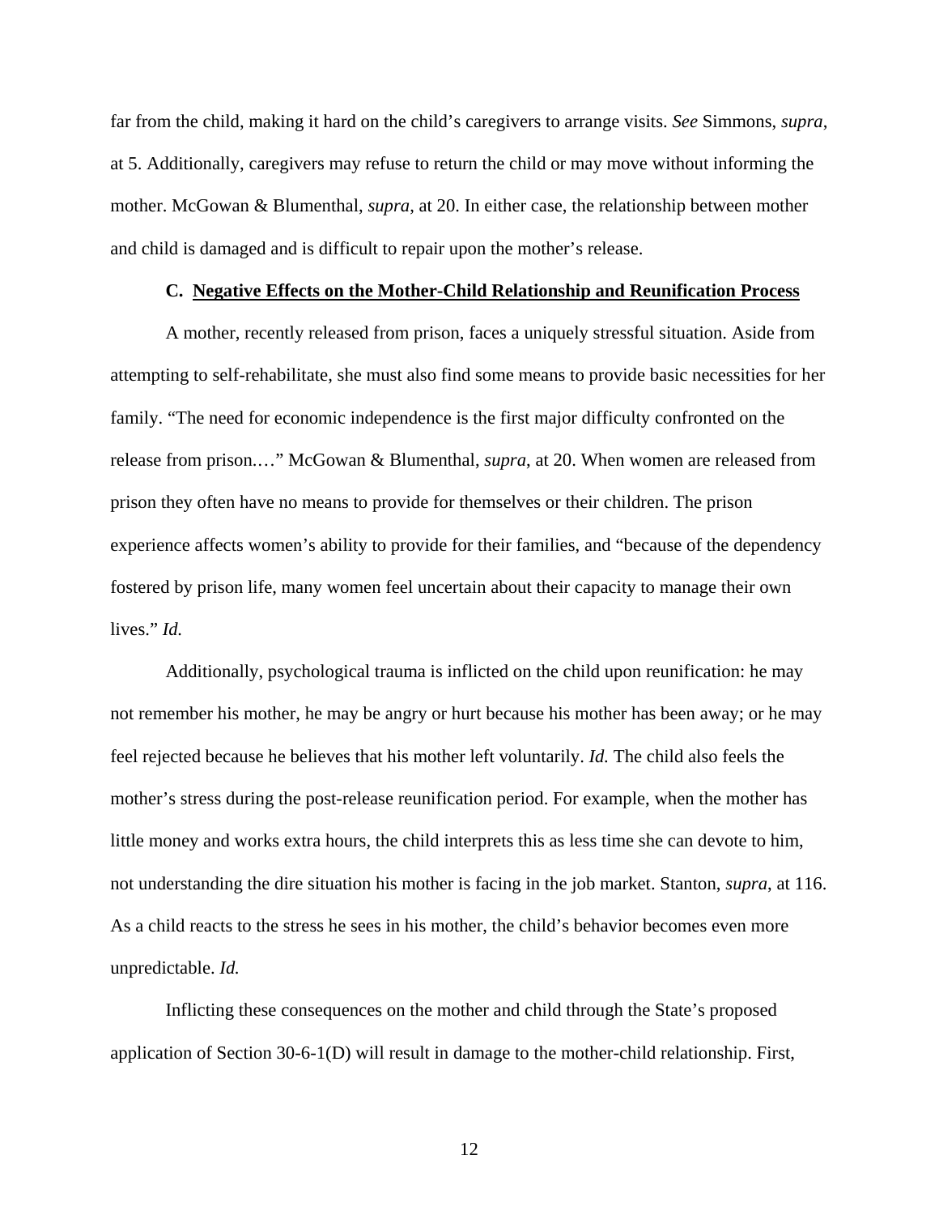far from the child, making it hard on the child's caregivers to arrange visits. *See* Simmons, *supra*, at 5. Additionally, caregivers may refuse to return the child or may move without informing the mother. McGowan & Blumenthal, *supra*, at 20. In either case, the relationship between mother and child is damaged and is difficult to repair upon the mother's release.

### C. Negative Effects on the Mother-Child Relationship and Reunification Process

A mother, recently released from prison, faces a uniquely stressful situation. Aside from attempting to self-rehabilitate, she must also find some means to provide basic necessities for her family. "The need for economic independence is the first major difficulty confronted on the release from prison.…" McGowan & Blumenthal, *supra*, at 20. When women are released from prison they often have no means to provide for themselves or their children. The prison experience affects women's ability to provide for their families, and "because of the dependency fostered by prison life, many women feel uncertain about their capacity to manage their own lives." *Id.*

Additionally, psychological trauma is inflicted on the child upon reunification: he may not remember his mother, he may be angry or hurt because his mother has been away; or he may feel rejected because he believes that his mother left voluntarily. *Id.* The child also feels the mother's stress during the post-release reunification period. For example, when the mother has little money and works extra hours, the child interprets this as less time she can devote to him, not understanding the dire situation his mother is facing in the job market. Stanton, *supra*, at 116. As a child reacts to the stress he sees in his mother, the child's behavior becomes even more unpredictable. *Id.*

Inflicting these consequences on the mother and child through the State's proposed application of Section 30-6-1(D) will result in damage to the mother-child relationship. First,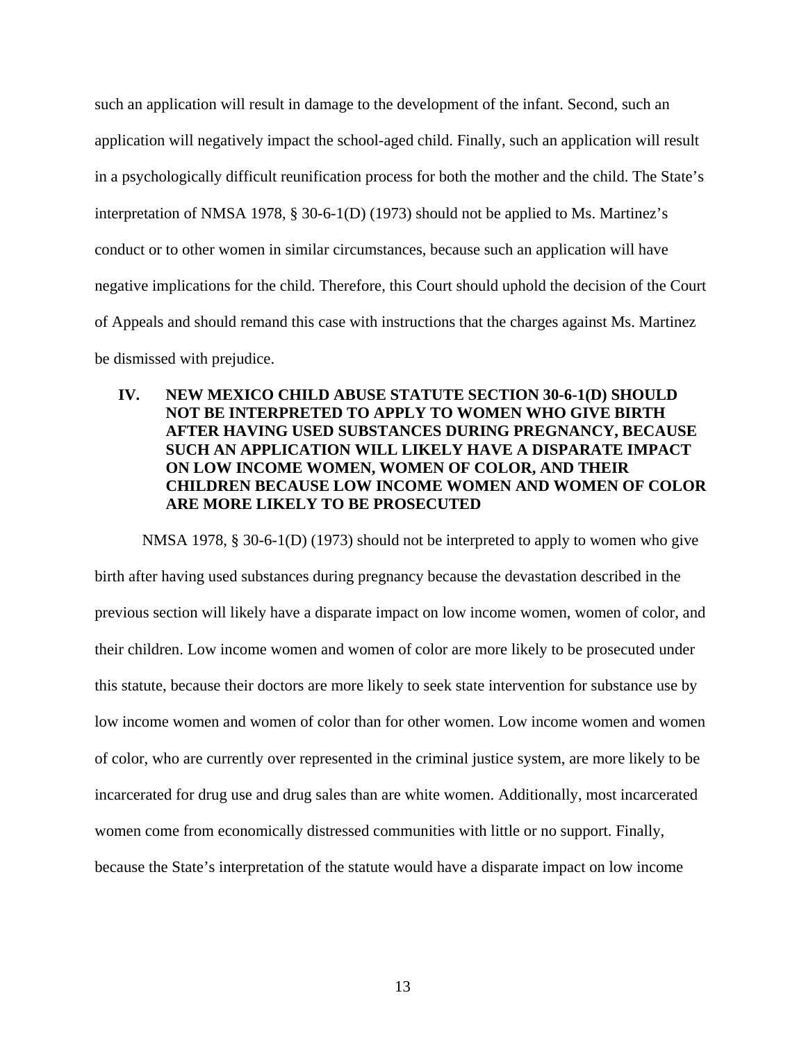such an application will result in damage to the development of the infant. Second, such an application will negatively impact the school-aged child. Finally, such an application will result in a psychologically difficult reunification process for both the mother and the child. The State's interpretation of NMSA 1978, § 30-6-1(D) (1973) should not be applied to Ms. Martinez's conduct or to other women in similar circumstances, because such an application will have negative implications for the child. Therefore, this Court should uphold the decision of the Court of Appeals and should remand this case with instructions that the charges against Ms. Martinez be dismissed with prejudice.

## IV. NEW MEXICO CHILD ABUSE STATUTE SECTION 30-6-1(D) SHOULD NOT BE INTERPRETED TO APPLY TO WOMEN WHO GIVE BIRTH AFTER HAVING USED SUBSTANCES DURING PREGNANCY, BECAUSE SUCH AN APPLICATION WILL LIKELY HAVE A DISPARATE IMPACT ON LOW INCOME WOMEN, WOMEN OF COLOR, AND THEIR CHILDREN BECAUSE LOW INCOME WOMEN AND WOMEN OF COLOR ARE MORE LIKELY TO BE PROSECUTED

NMSA 1978, § 30-6-1(D) (1973) should not be interpreted to apply to women who give birth after having used substances during pregnancy because the devastation described in the previous section will likely have a disparate impact on low income women, women of color, and their children. Low income women and women of color are more likely to be prosecuted under this statute, because their doctors are more likely to seek state intervention for substance use by low income women and women of color than for other women. Low income women and women of color, who are currently over represented in the criminal justice system, are more likely to be incarcerated for drug use and drug sales than are white women. Additionally, most incarcerated women come from economically distressed communities with little or no support. Finally, because the State's interpretation of the statute would have a disparate impact on low income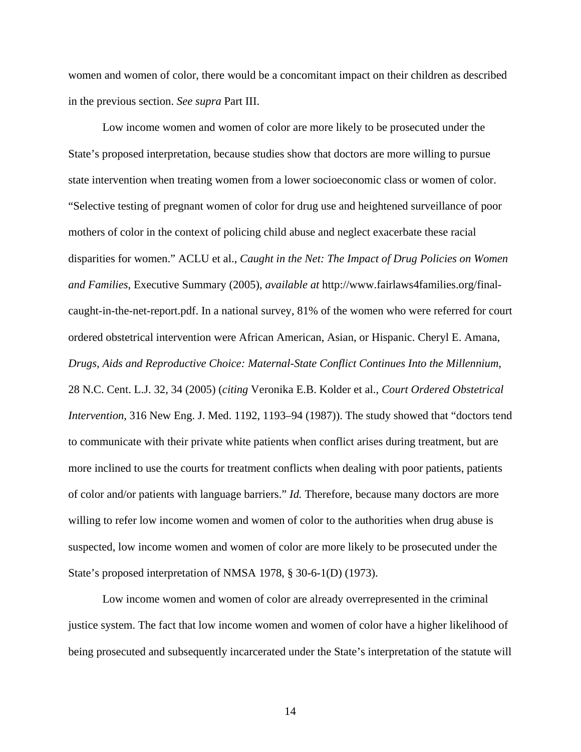women and women of color, there would be a concomitant impact on their children as described in the previous section. *See supra* Part III.

Low income women and women of color are more likely to be prosecuted under the State's proposed interpretation, because studies show that doctors are more willing to pursue state intervention when treating women from a lower socioeconomic class or women of color. "Selective testing of pregnant women of color for drug use and heightened surveillance of poor mothers of color in the context of policing child abuse and neglect exacerbate these racial disparities for women." ACLU et al., *Caught in the Net: The Impact of Drug Policies on Women and Families*, Executive Summary (2005), *available at* http://www.fairlaws4families.org/final-caught-in-the-net-report.pdf. In a national survey, 81% of the women who were referred for court ordered obstetrical intervention were African American, Asian, or Hispanic. Cheryl E. Amana, *Drugs, Aids and Reproductive Choice: Maternal-State Conflict Continues Into the Millennium*, 28 N.C. Cent. L.J. 32, 34 (2005) (*citing* Veronika E.B. Kolder et al., *Court Ordered Obstetrical Intervention*, 316 New Eng. J. Med. 1192, 1193–94 (1987)). The study showed that "doctors tend to communicate with their private white patients when conflict arises during treatment, but are more inclined to use the courts for treatment conflicts when dealing with poor patients, patients of color and/or patients with language barriers." *Id.* Therefore, because many doctors are more willing to refer low income women and women of color to the authorities when drug abuse is suspected, low income women and women of color are more likely to be prosecuted under the State's proposed interpretation of NMSA 1978, § 30-6-1(D) (1973).

Low income women and women of color are already overrepresented in the criminal justice system. The fact that low income women and women of color have a higher likelihood of being prosecuted and subsequently incarcerated under the State's interpretation of the statute will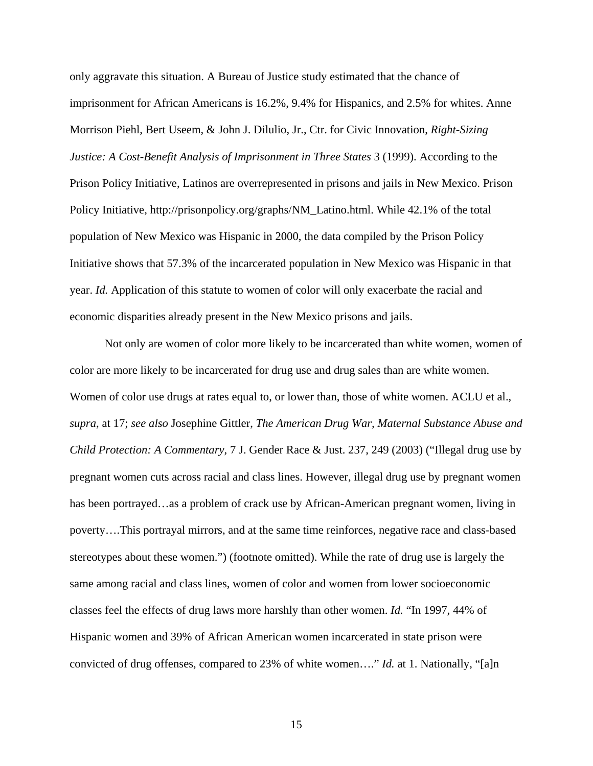only aggravate this situation. A Bureau of Justice study estimated that the chance of imprisonment for African Americans is 16.2%, 9.4% for Hispanics, and 2.5% for whites. Anne Morrison Piehl, Bert Useem, & John J. Dilulio, Jr., Ctr. for Civic Innovation, *Right-Sizing Justice: A Cost-Benefit Analysis of Imprisonment in Three States* 3 (1999). According to the Prison Policy Initiative, Latinos are overrepresented in prisons and jails in New Mexico. Prison Policy Initiative, http://prisonpolicy.org/graphs/NM_Latino.html. While 42.1% of the total population of New Mexico was Hispanic in 2000, the data compiled by the Prison Policy Initiative shows that 57.3% of the incarcerated population in New Mexico was Hispanic in that year. *Id.* Application of this statute to women of color will only exacerbate the racial and economic disparities already present in the New Mexico prisons and jails.

Not only are women of color more likely to be incarcerated than white women, women of color are more likely to be incarcerated for drug use and drug sales than are white women. Women of color use drugs at rates equal to, or lower than, those of white women. ACLU et al., *supra*, at 17; *see also* Josephine Gittler, *The American Drug War, Maternal Substance Abuse and Child Protection: A Commentary*, 7 J. Gender Race & Just. 237, 249 (2003) ("Illegal drug use by pregnant women cuts across racial and class lines. However, illegal drug use by pregnant women has been portrayed…as a problem of crack use by African-American pregnant women, living in poverty….This portrayal mirrors, and at the same time reinforces, negative race and class-based stereotypes about these women.") (footnote omitted). While the rate of drug use is largely the same among racial and class lines, women of color and women from lower socioeconomic classes feel the effects of drug laws more harshly than other women. *Id.* "In 1997, 44% of Hispanic women and 39% of African American women incarcerated in state prison were convicted of drug offenses, compared to 23% of white women…." *Id.* at 1. Nationally, "[a]n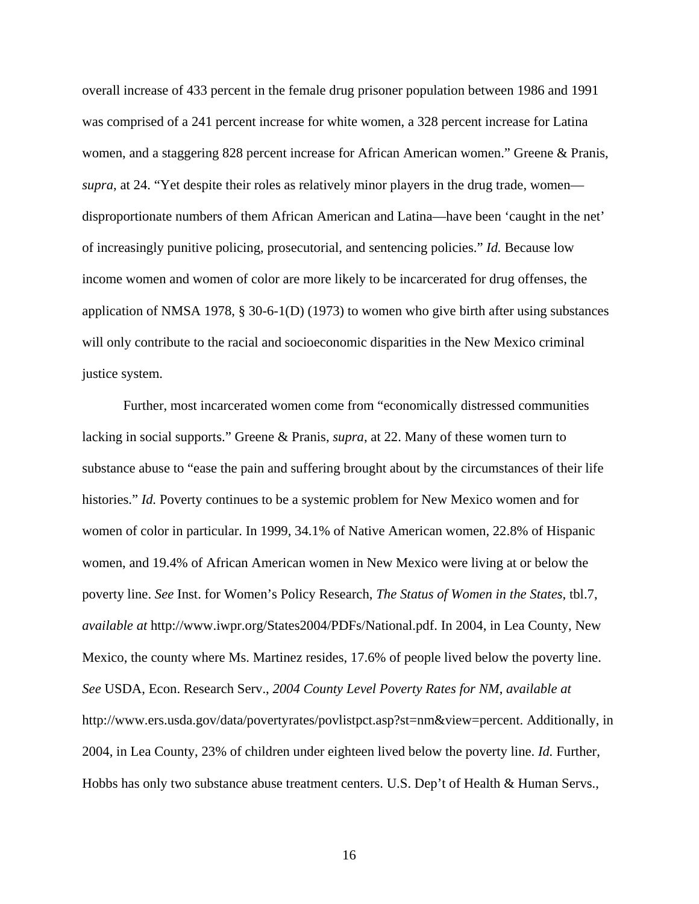overall increase of 433 percent in the female drug prisoner population between 1986 and 1991 was comprised of a 241 percent increase for white women, a 328 percent increase for Latina women, and a staggering 828 percent increase for African American women." Greene & Pranis, *supra*, at 24. "Yet despite their roles as relatively minor players in the drug trade, women—disproportionate numbers of them African American and Latina—have been 'caught in the net' of increasingly punitive policing, prosecutorial, and sentencing policies." *Id.* Because low income women and women of color are more likely to be incarcerated for drug offenses, the application of NMSA 1978, § 30-6-1(D) (1973) to women who give birth after using substances will only contribute to the racial and socioeconomic disparities in the New Mexico criminal justice system.

Further, most incarcerated women come from "economically distressed communities lacking in social supports." Greene & Pranis, *supra*, at 22. Many of these women turn to substance abuse to "ease the pain and suffering brought about by the circumstances of their life histories." *Id.* Poverty continues to be a systemic problem for New Mexico women and for women of color in particular. In 1999, 34.1% of Native American women, 22.8% of Hispanic women, and 19.4% of African American women in New Mexico were living at or below the poverty line. *See* Inst. for Women's Policy Research, *The Status of Women in the States*, tbl.7, *available at* http://www.iwpr.org/States2004/PDFs/National.pdf. In 2004, in Lea County, New Mexico, the county where Ms. Martinez resides, 17.6% of people lived below the poverty line. *See* USDA, Econ. Research Serv., *2004 County Level Poverty Rates for NM*, *available at* http://www.ers.usda.gov/data/povertyrates/povlistpct.asp?st=nm&view=percent. Additionally, in 2004, in Lea County, 23% of children under eighteen lived below the poverty line. *Id.* Further, Hobbs has only two substance abuse treatment centers. U.S. Dep't of Health & Human Servs.,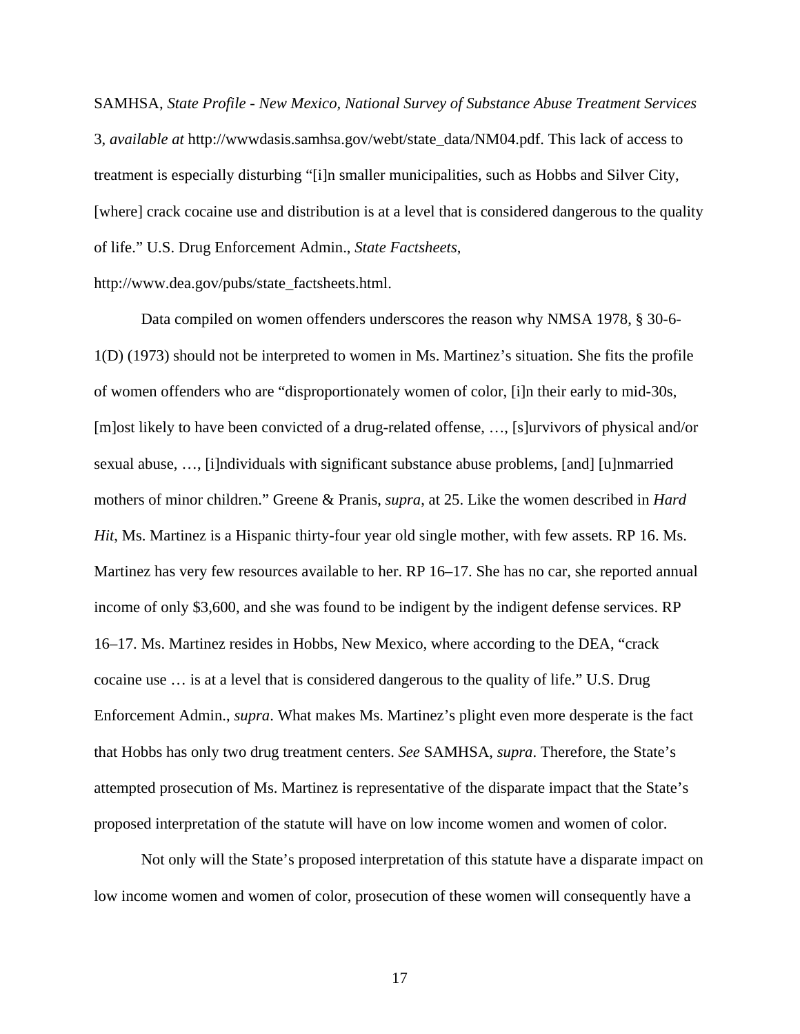SAMHSA, *State Profile - New Mexico, National Survey of Substance Abuse Treatment Services* 3, *available at* http://wwwdasis.samhsa.gov/webt/state_data/NM04.pdf. This lack of access to treatment is especially disturbing "[i]n smaller municipalities, such as Hobbs and Silver City, [where] crack cocaine use and distribution is at a level that is considered dangerous to the quality of life." U.S. Drug Enforcement Admin., *State Factsheets*, http://www.dea.gov/pubs/state_factsheets.html.

Data compiled on women offenders underscores the reason why NMSA 1978, § 30-6-1(D) (1973) should not be interpreted to women in Ms. Martinez's situation. She fits the profile of women offenders who are "disproportionately women of color, [i]n their early to mid-30s, [m]ost likely to have been convicted of a drug-related offense, …, [s]urvivors of physical and/or sexual abuse, …, [i]ndividuals with significant substance abuse problems, [and] [u]nmarried mothers of minor children." Greene & Pranis, *supra*, at 25. Like the women described in *Hard Hit*, Ms. Martinez is a Hispanic thirty-four year old single mother, with few assets. RP 16. Ms. Martinez has very few resources available to her. RP 16–17. She has no car, she reported annual income of only $3,600, and she was found to be indigent by the indigent defense services. RP 16–17. Ms. Martinez resides in Hobbs, New Mexico, where according to the DEA, "crack cocaine use … is at a level that is considered dangerous to the quality of life." U.S. Drug Enforcement Admin., *supra*. What makes Ms. Martinez's plight even more desperate is the fact that Hobbs has only two drug treatment centers. *See* SAMHSA, *supra*. Therefore, the State's attempted prosecution of Ms. Martinez is representative of the disparate impact that the State's proposed interpretation of the statute will have on low income women and women of color.

Not only will the State's proposed interpretation of this statute have a disparate impact on low income women and women of color, prosecution of these women will consequently have a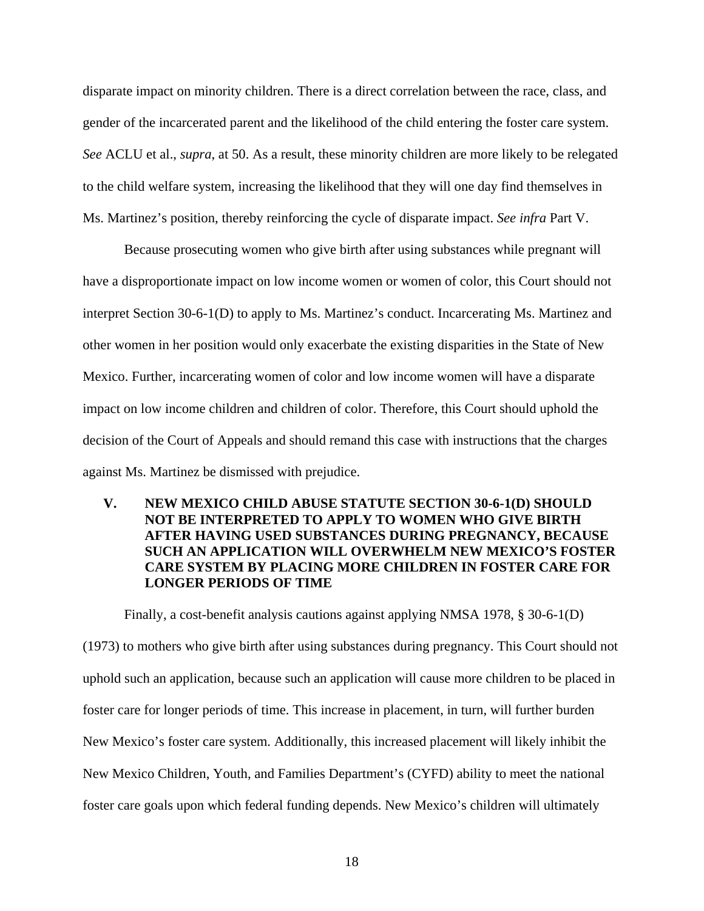disparate impact on minority children. There is a direct correlation between the race, class, and gender of the incarcerated parent and the likelihood of the child entering the foster care system. *See* ACLU et al., *supra*, at 50. As a result, these minority children are more likely to be relegated to the child welfare system, increasing the likelihood that they will one day find themselves in Ms. Martinez's position, thereby reinforcing the cycle of disparate impact. *See infra* Part V.

Because prosecuting women who give birth after using substances while pregnant will have a disproportionate impact on low income women or women of color, this Court should not interpret Section 30-6-1(D) to apply to Ms. Martinez's conduct. Incarcerating Ms. Martinez and other women in her position would only exacerbate the existing disparities in the State of New Mexico. Further, incarcerating women of color and low income women will have a disparate impact on low income children and children of color. Therefore, this Court should uphold the decision of the Court of Appeals and should remand this case with instructions that the charges against Ms. Martinez be dismissed with prejudice.

## V. NEW MEXICO CHILD ABUSE STATUTE SECTION 30-6-1(D) SHOULD NOT BE INTERPRETED TO APPLY TO WOMEN WHO GIVE BIRTH AFTER HAVING USED SUBSTANCES DURING PREGNANCY, BECAUSE SUCH AN APPLICATION WILL OVERWHELM NEW MEXICO'S FOSTER CARE SYSTEM BY PLACING MORE CHILDREN IN FOSTER CARE FOR LONGER PERIODS OF TIME

Finally, a cost-benefit analysis cautions against applying NMSA 1978, § 30-6-1(D) (1973) to mothers who give birth after using substances during pregnancy. This Court should not uphold such an application, because such an application will cause more children to be placed in foster care for longer periods of time. This increase in placement, in turn, will further burden New Mexico's foster care system. Additionally, this increased placement will likely inhibit the New Mexico Children, Youth, and Families Department's (CYFD) ability to meet the national foster care goals upon which federal funding depends. New Mexico's children will ultimately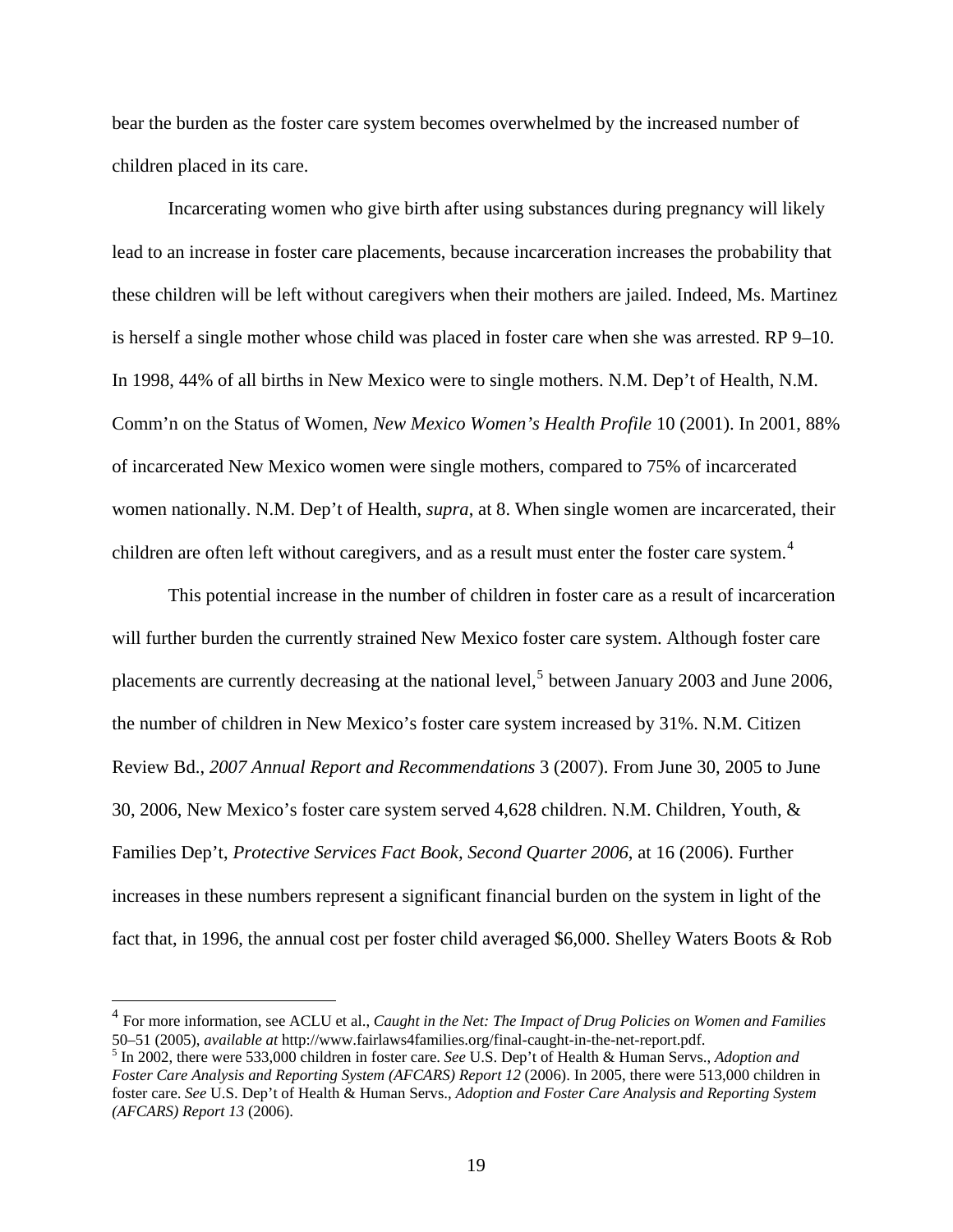bear the burden as the foster care system becomes overwhelmed by the increased number of children placed in its care.

Incarcerating women who give birth after using substances during pregnancy will likely lead to an increase in foster care placements, because incarceration increases the probability that these children will be left without caregivers when their mothers are jailed. Indeed, Ms. Martinez is herself a single mother whose child was placed in foster care when she was arrested. RP 9–10. In 1998, 44% of all births in New Mexico were to single mothers. N.M. Dep't of Health, N.M. Comm'n on the Status of Women, *New Mexico Women's Health Profile* 10 (2001). In 2001, 88% of incarcerated New Mexico women were single mothers, compared to 75% of incarcerated women nationally. N.M. Dep't of Health, *supra*, at 8. When single women are incarcerated, their children are often left without caregivers, and as a result must enter the foster care system.[4]

This potential increase in the number of children in foster care as a result of incarceration will further burden the currently strained New Mexico foster care system. Although foster care placements are currently decreasing at the national level,[5] between January 2003 and June 2006, the number of children in New Mexico's foster care system increased by 31%. N.M. Citizen Review Bd., *2007 Annual Report and Recommendations* 3 (2007). From June 30, 2005 to June 30, 2006, New Mexico's foster care system served 4,628 children. N.M. Children, Youth, & Families Dep't, *Protective Services Fact Book, Second Quarter 2006*, at 16 (2006). Further increases in these numbers represent a significant financial burden on the system in light of the fact that, in 1996, the annual cost per foster child averaged $6,000. Shelley Waters Boots & Rob

---

[4] For more information, see ACLU et al., *Caught in the Net: The Impact of Drug Policies on Women and Families* 50–51 (2005), *available at* http://www.fairlaws4families.org/final-caught-in-the-net-report.pdf.

[5] In 2002, there were 533,000 children in foster care. *See* U.S. Dep't of Health & Human Servs., *Adoption and Foster Care Analysis and Reporting System (AFCARS) Report 12* (2006). In 2005, there were 513,000 children in foster care. *See* U.S. Dep't of Health & Human Servs., *Adoption and Foster Care Analysis and Reporting System (AFCARS) Report 13* (2006).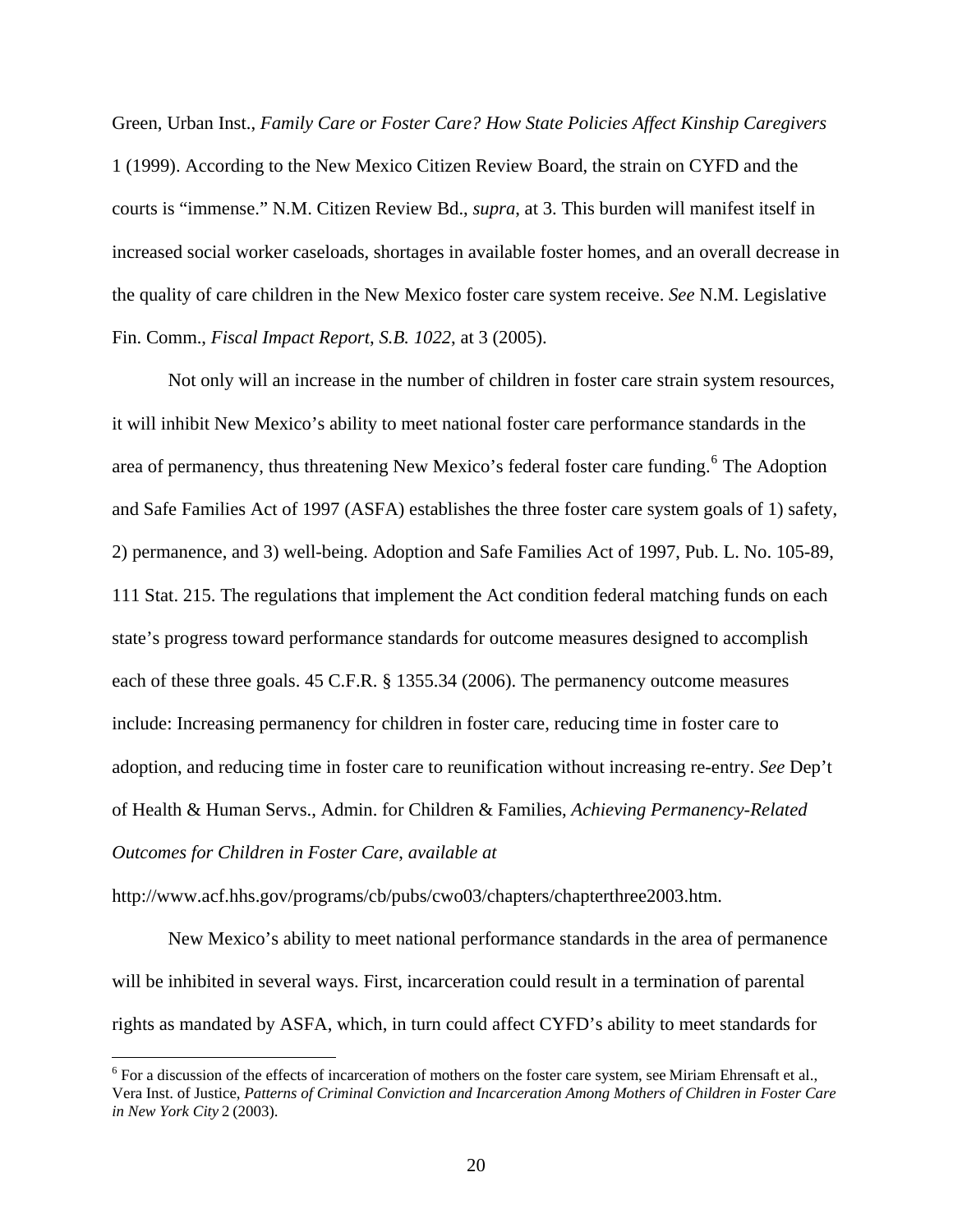Green, Urban Inst., *Family Care or Foster Care? How State Policies Affect Kinship Caregivers* 1 (1999). According to the New Mexico Citizen Review Board, the strain on CYFD and the courts is "immense." N.M. Citizen Review Bd., *supra*, at 3. This burden will manifest itself in increased social worker caseloads, shortages in available foster homes, and an overall decrease in the quality of care children in the New Mexico foster care system receive. *See* N.M. Legislative Fin. Comm., *Fiscal Impact Report*, *S.B. 1022*, at 3 (2005).

Not only will an increase in the number of children in foster care strain system resources, it will inhibit New Mexico's ability to meet national foster care performance standards in the area of permanency, thus threatening New Mexico's federal foster care funding.[6] The Adoption and Safe Families Act of 1997 (ASFA) establishes the three foster care system goals of 1) safety, 2) permanence, and 3) well-being. Adoption and Safe Families Act of 1997, Pub. L. No. 105-89, 111 Stat. 215. The regulations that implement the Act condition federal matching funds on each state's progress toward performance standards for outcome measures designed to accomplish each of these three goals. 45 C.F.R. § 1355.34 (2006). The permanency outcome measures include: Increasing permanency for children in foster care, reducing time in foster care to adoption, and reducing time in foster care to reunification without increasing re-entry. *See* Dep't of Health & Human Servs., Admin. for Children & Families, *Achieving Permanency-Related Outcomes for Children in Foster Care*, *available at* http://www.acf.hhs.gov/programs/cb/pubs/cwo03/chapters/chapterthree2003.htm.

New Mexico's ability to meet national performance standards in the area of permanence will be inhibited in several ways. First, incarceration could result in a termination of parental rights as mandated by ASFA, which, in turn could affect CYFD's ability to meet standards for

---

[6] For a discussion of the effects of incarceration of mothers on the foster care system, see Miriam Ehrensaft et al., Vera Inst. of Justice, *Patterns of Criminal Conviction and Incarceration Among Mothers of Children in Foster Care in New York City* 2 (2003).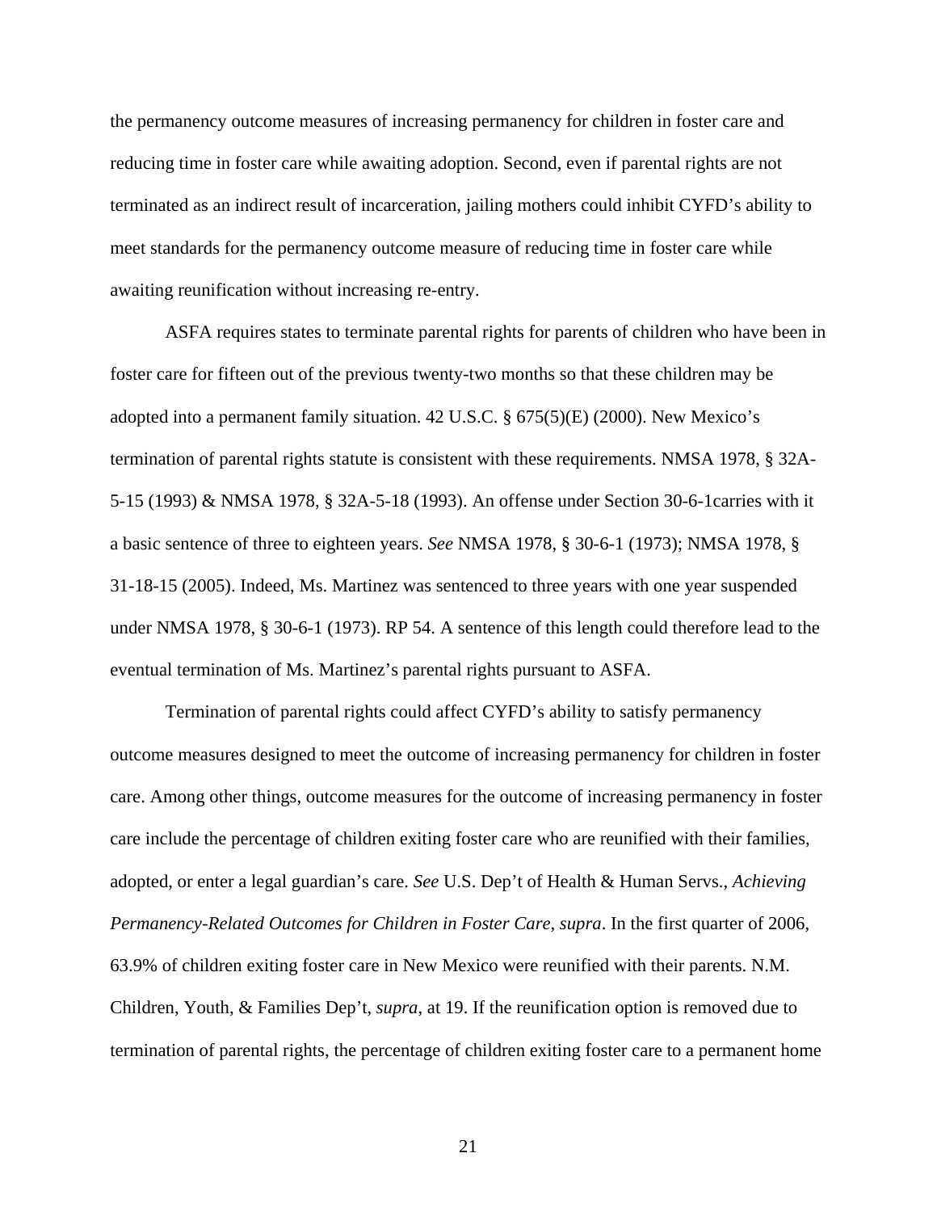the permanency outcome measures of increasing permanency for children in foster care and reducing time in foster care while awaiting adoption. Second, even if parental rights are not terminated as an indirect result of incarceration, jailing mothers could inhibit CYFD's ability to meet standards for the permanency outcome measure of reducing time in foster care while awaiting reunification without increasing re-entry.

ASFA requires states to terminate parental rights for parents of children who have been in foster care for fifteen out of the previous twenty-two months so that these children may be adopted into a permanent family situation. 42 U.S.C. § 675(5)(E) (2000). New Mexico's termination of parental rights statute is consistent with these requirements. NMSA 1978, § 32A-5-15 (1993) & NMSA 1978, § 32A-5-18 (1993). An offense under Section 30-6-1carries with it a basic sentence of three to eighteen years. *See* NMSA 1978, § 30-6-1 (1973); NMSA 1978, § 31-18-15 (2005). Indeed, Ms. Martinez was sentenced to three years with one year suspended under NMSA 1978, § 30-6-1 (1973). RP 54. A sentence of this length could therefore lead to the eventual termination of Ms. Martinez's parental rights pursuant to ASFA.

Termination of parental rights could affect CYFD's ability to satisfy permanency outcome measures designed to meet the outcome of increasing permanency for children in foster care. Among other things, outcome measures for the outcome of increasing permanency in foster care include the percentage of children exiting foster care who are reunified with their families, adopted, or enter a legal guardian's care. *See* U.S. Dep't of Health & Human Servs., *Achieving Permanency-Related Outcomes for Children in Foster Care*, *supra*. In the first quarter of 2006, 63.9% of children exiting foster care in New Mexico were reunified with their parents. N.M. Children, Youth, & Families Dep't, *supra*, at 19. If the reunification option is removed due to termination of parental rights, the percentage of children exiting foster care to a permanent home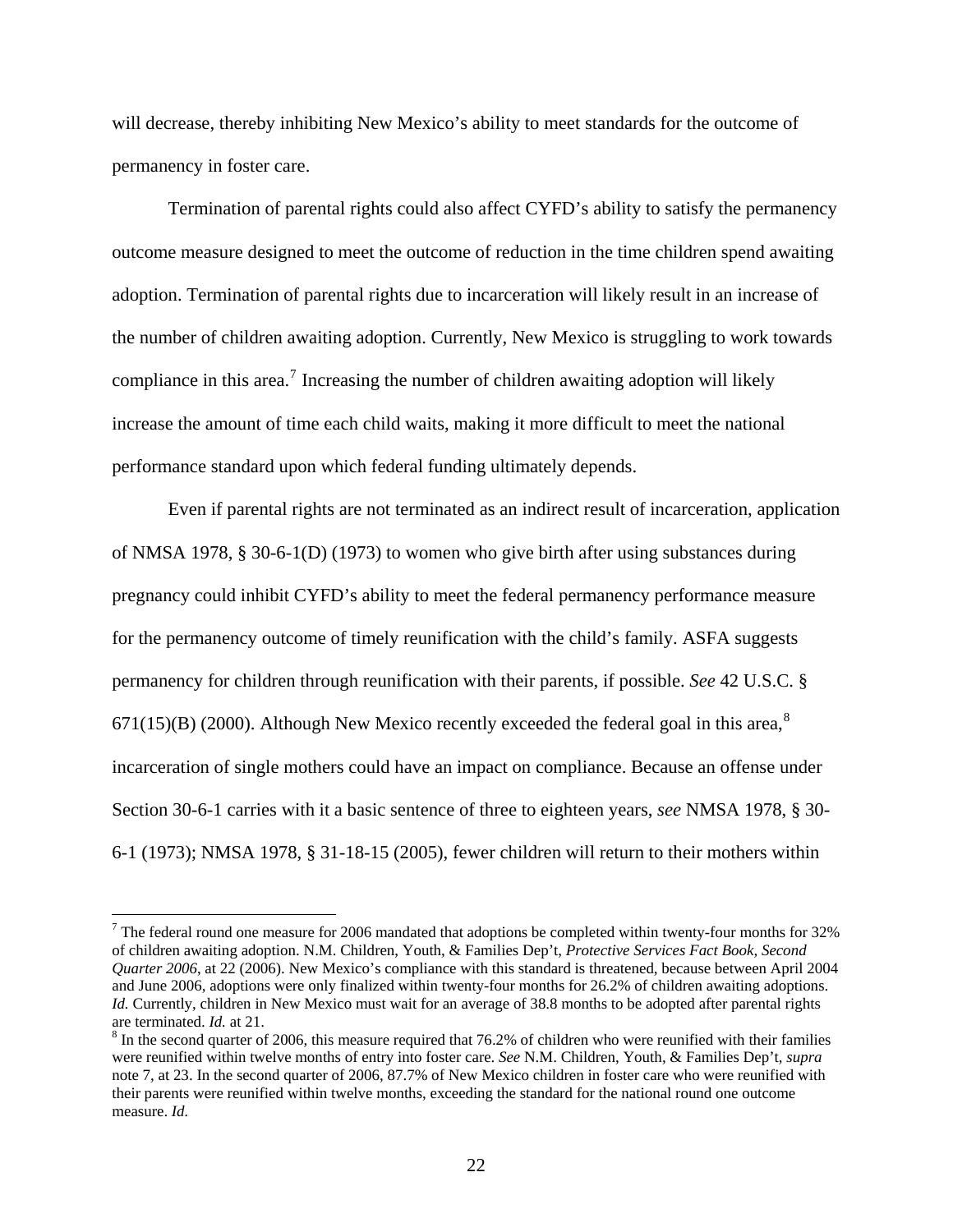will decrease, thereby inhibiting New Mexico's ability to meet standards for the outcome of permanency in foster care.

Termination of parental rights could also affect CYFD's ability to satisfy the permanency outcome measure designed to meet the outcome of reduction in the time children spend awaiting adoption. Termination of parental rights due to incarceration will likely result in an increase of the number of children awaiting adoption. Currently, New Mexico is struggling to work towards compliance in this area.[7] Increasing the number of children awaiting adoption will likely increase the amount of time each child waits, making it more difficult to meet the national performance standard upon which federal funding ultimately depends.

Even if parental rights are not terminated as an indirect result of incarceration, application of NMSA 1978, § 30-6-1(D) (1973) to women who give birth after using substances during pregnancy could inhibit CYFD's ability to meet the federal permanency performance measure for the permanency outcome of timely reunification with the child's family. ASFA suggests permanency for children through reunification with their parents, if possible. *See* 42 U.S.C. § 671(15)(B) (2000). Although New Mexico recently exceeded the federal goal in this area,[8] incarceration of single mothers could have an impact on compliance. Because an offense under Section 30-6-1 carries with it a basic sentence of three to eighteen years, *see* NMSA 1978, § 30-6-1 (1973); NMSA 1978, § 31-18-15 (2005), fewer children will return to their mothers within

---

[7] The federal round one measure for 2006 mandated that adoptions be completed within twenty-four months for 32% of children awaiting adoption. N.M. Children, Youth, & Families Dep't, *Protective Services Fact Book, Second Quarter 2006*, at 22 (2006). New Mexico's compliance with this standard is threatened, because between April 2004 and June 2006, adoptions were only finalized within twenty-four months for 26.2% of children awaiting adoptions. *Id.* Currently, children in New Mexico must wait for an average of 38.8 months to be adopted after parental rights are terminated. *Id.* at 21.

[8] In the second quarter of 2006, this measure required that 76.2% of children who were reunified with their families were reunified within twelve months of entry into foster care. *See* N.M. Children, Youth, & Families Dep't, *supra* note 7, at 23. In the second quarter of 2006, 87.7% of New Mexico children in foster care who were reunified with their parents were reunified within twelve months, exceeding the standard for the national round one outcome measure. *Id.*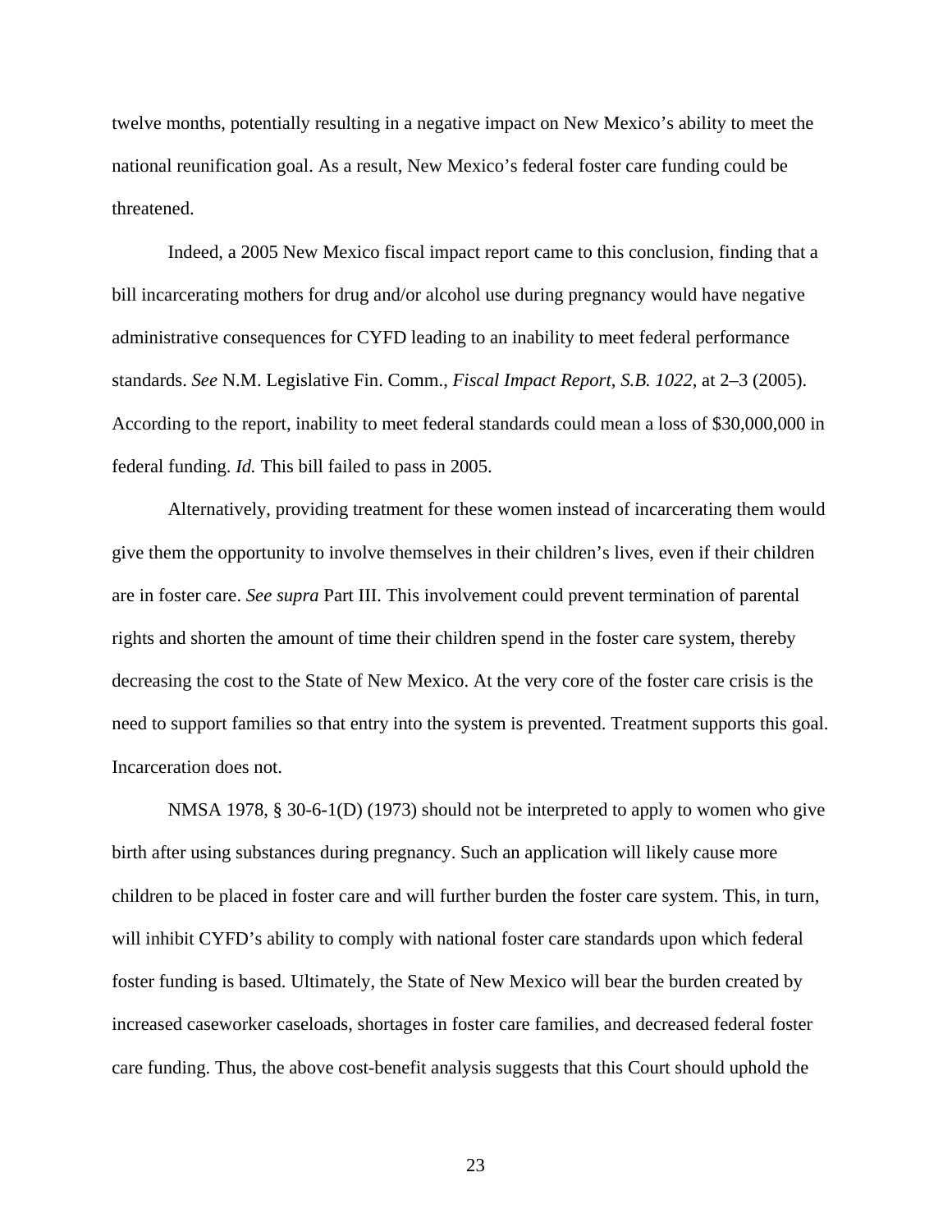twelve months, potentially resulting in a negative impact on New Mexico's ability to meet the national reunification goal. As a result, New Mexico's federal foster care funding could be threatened.

Indeed, a 2005 New Mexico fiscal impact report came to this conclusion, finding that a bill incarcerating mothers for drug and/or alcohol use during pregnancy would have negative administrative consequences for CYFD leading to an inability to meet federal performance standards. *See* N.M. Legislative Fin. Comm., *Fiscal Impact Report*, *S.B. 1022*, at 2–3 (2005). According to the report, inability to meet federal standards could mean a loss of $30,000,000 in federal funding. *Id.* This bill failed to pass in 2005.

Alternatively, providing treatment for these women instead of incarcerating them would give them the opportunity to involve themselves in their children's lives, even if their children are in foster care. *See supra* Part III. This involvement could prevent termination of parental rights and shorten the amount of time their children spend in the foster care system, thereby decreasing the cost to the State of New Mexico. At the very core of the foster care crisis is the need to support families so that entry into the system is prevented. Treatment supports this goal. Incarceration does not.

NMSA 1978, § 30-6-1(D) (1973) should not be interpreted to apply to women who give birth after using substances during pregnancy. Such an application will likely cause more children to be placed in foster care and will further burden the foster care system. This, in turn, will inhibit CYFD's ability to comply with national foster care standards upon which federal foster funding is based. Ultimately, the State of New Mexico will bear the burden created by increased caseworker caseloads, shortages in foster care families, and decreased federal foster care funding. Thus, the above cost-benefit analysis suggests that this Court should uphold the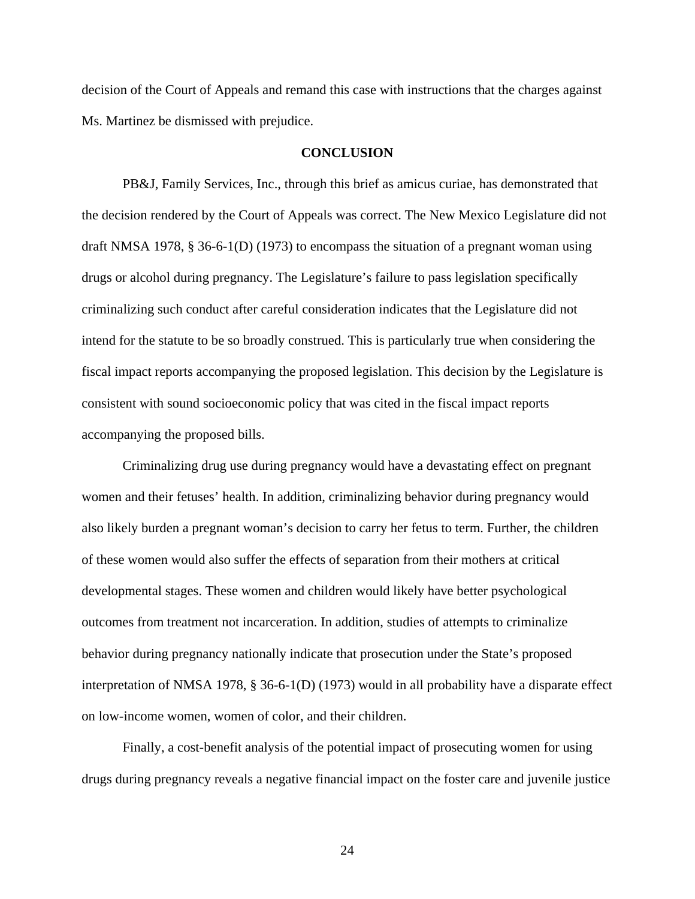decision of the Court of Appeals and remand this case with instructions that the charges against Ms. Martinez be dismissed with prejudice.

## CONCLUSION

PB&J, Family Services, Inc., through this brief as amicus curiae, has demonstrated that the decision rendered by the Court of Appeals was correct. The New Mexico Legislature did not draft NMSA 1978, § 36-6-1(D) (1973) to encompass the situation of a pregnant woman using drugs or alcohol during pregnancy. The Legislature's failure to pass legislation specifically criminalizing such conduct after careful consideration indicates that the Legislature did not intend for the statute to be so broadly construed. This is particularly true when considering the fiscal impact reports accompanying the proposed legislation. This decision by the Legislature is consistent with sound socioeconomic policy that was cited in the fiscal impact reports accompanying the proposed bills.

Criminalizing drug use during pregnancy would have a devastating effect on pregnant women and their fetuses' health. In addition, criminalizing behavior during pregnancy would also likely burden a pregnant woman's decision to carry her fetus to term. Further, the children of these women would also suffer the effects of separation from their mothers at critical developmental stages. These women and children would likely have better psychological outcomes from treatment not incarceration. In addition, studies of attempts to criminalize behavior during pregnancy nationally indicate that prosecution under the State's proposed interpretation of NMSA 1978, § 36-6-1(D) (1973) would in all probability have a disparate effect on low-income women, women of color, and their children.

Finally, a cost-benefit analysis of the potential impact of prosecuting women for using drugs during pregnancy reveals a negative financial impact on the foster care and juvenile justice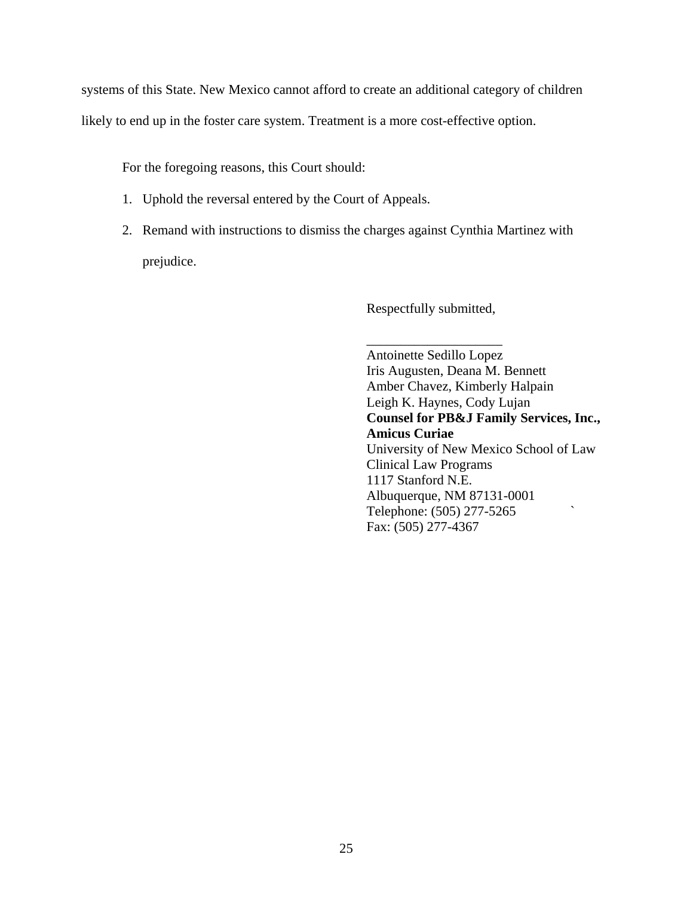systems of this State. New Mexico cannot afford to create an additional category of children likely to end up in the foster care system. Treatment is a more cost-effective option.

For the foregoing reasons, this Court should:

1. Uphold the reversal entered by the Court of Appeals.
2. Remand with instructions to dismiss the charges against Cynthia Martinez with prejudice.

Respectfully submitted,

\_\_\_\_\_\_\_\_\_\_\_\_\_\_\_\_\_\_\_\_

Antoinette Sedillo Lopez
Iris Augusten, Deana M. Bennett
Amber Chavez, Kimberly Halpain
Leigh K. Haynes, Cody Lujan
**Counsel for PB&J Family Services, Inc., Amicus Curiae**
University of New Mexico School of Law
Clinical Law Programs
1117 Stanford N.E.
Albuquerque, NM 87131-0001
Telephone: (505) 277-5265
Fax: (505) 277-4367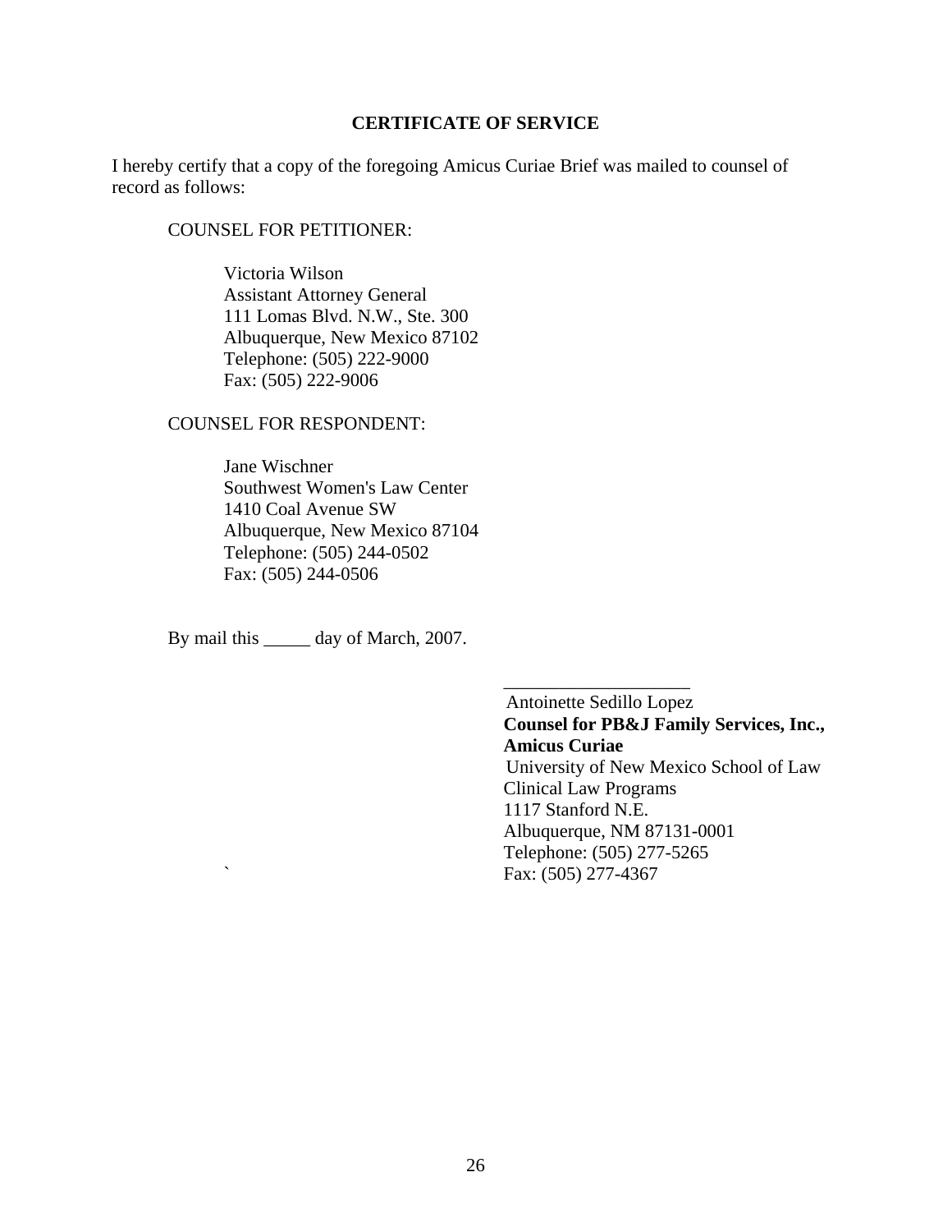## CERTIFICATE OF SERVICE

I hereby certify that a copy of the foregoing Amicus Curiae Brief was mailed to counsel of record as follows:

COUNSEL FOR PETITIONER:

Victoria Wilson
Assistant Attorney General
111 Lomas Blvd. N.W., Ste. 300
Albuquerque, New Mexico 87102
Telephone: (505) 222-9000
Fax: (505) 222-9006

COUNSEL FOR RESPONDENT:

Jane Wischner
Southwest Women's Law Center
1410 Coal Avenue SW
Albuquerque, New Mexico 87104
Telephone: (505) 244-0502
Fax: (505) 244-0506

By mail this _____ day of March, 2007.

____________________
Antoinette Sedillo Lopez
**Counsel for PB&J Family Services, Inc., Amicus Curiae**
University of New Mexico School of Law
Clinical Law Programs
1117 Stanford N.E.
Albuquerque, NM 87131-0001
Telephone: (505) 277-5265
Fax: (505) 277-4367